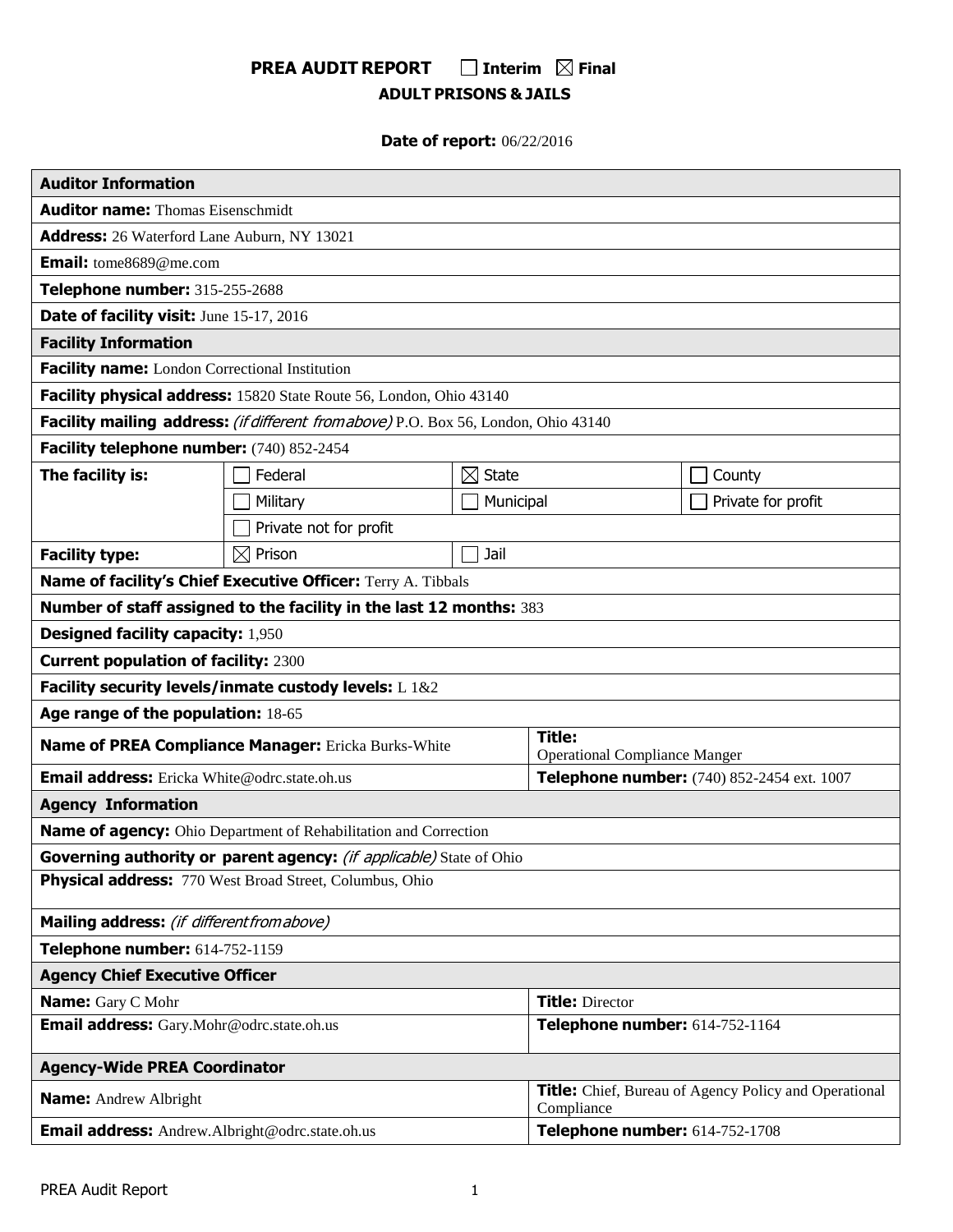# PREA AUDIT REPORT ☐ Interim ☒ Final

## ADULT PRISONS & JAILS

**Date of report:** 06/22/2016

| **Auditor Information** | | | |
|---|---|---|---|
| **Auditor name:** Thomas Eisenschmidt | | | |
| **Address:** 26 Waterford Lane Auburn, NY 13021 | | | |
| **Email:** tome8689@me.com | | | |
| **Telephone number:** 315-255-2688 | | | |
| **Date of facility visit:** June 15-17, 2016 | | | |
| **Facility Information** | | | |
| **Facility name:** London Correctional Institution | | | |
| **Facility physical address:** 15820 State Route 56, London, Ohio 43140 | | | |
| **Facility mailing address:** *(if different from above)* P.O. Box 56, London, Ohio 43140 | | | |
| **Facility telephone number:** (740) 852-2454 | | | |
| **The facility is:** | ☐ Federal | ☒ State | ☐ County |
| | ☐ Military | ☐ Municipal | ☐ Private for profit |
| | ☐ Private not for profit | | |
| **Facility type:** | ☒ Prison | ☐ Jail | |
| **Name of facility's Chief Executive Officer:** Terry A. Tibbals | | | |
| **Number of staff assigned to the facility in the last 12 months:** 383 | | | |
| **Designed facility capacity:** 1,950 | | | |
| **Current population of facility:** 2300 | | | |
| **Facility security levels/inmate custody levels:** L 1&2 | | | |
| **Age range of the population:** 18-65 | | | |
| **Name of PREA Compliance Manager:** Ericka Burks-White | | **Title:** Operational Compliance Manger | |
| **Email address:** Ericka White@odrc.state.oh.us | | **Telephone number:** (740) 852-2454 ext. 1007 | |
| **Agency Information** | | | |
| **Name of agency:** Ohio Department of Rehabilitation and Correction | | | |
| **Governing authority or parent agency:** *(if applicable)* State of Ohio | | | |
| **Physical address:** 770 West Broad Street, Columbus, Ohio | | | |
| **Mailing address:** *(if different from above)* | | | |
| **Telephone number:** 614-752-1159 | | | |
| **Agency Chief Executive Officer** | | | |
| **Name:** Gary C Mohr | | **Title:** Director | |
| **Email address:** Gary.Mohr@odrc.state.oh.us | | **Telephone number:** 614-752-1164 | |
| **Agency-Wide PREA Coordinator** | | | |
| **Name:** Andrew Albright | | **Title:** Chief, Bureau of Agency Policy and Operational Compliance | |
| **Email address:** Andrew.Albright@odrc.state.oh.us | | **Telephone number:** 614-752-1708 | |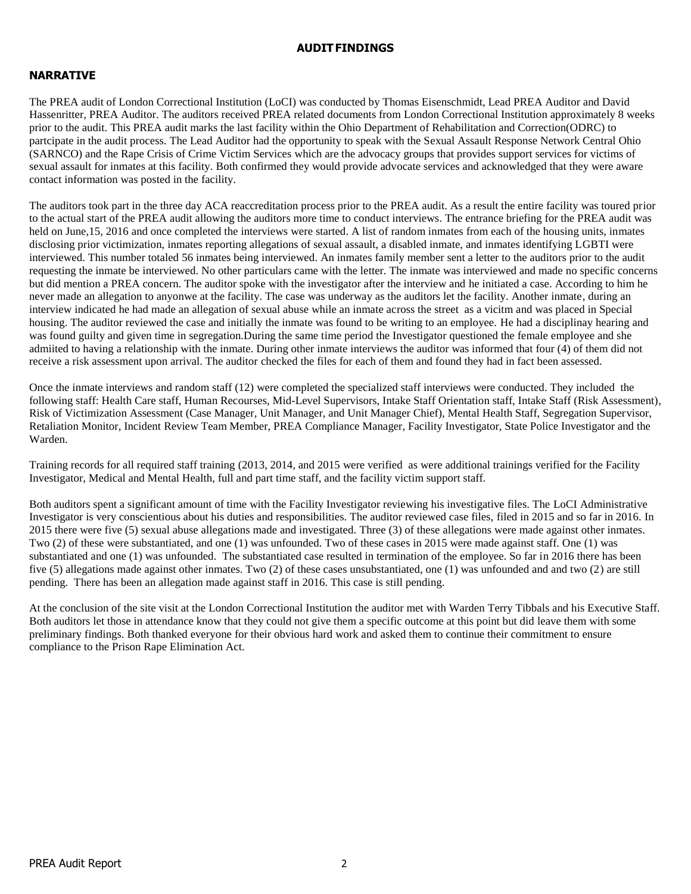## AUDIT FINDINGS

### NARRATIVE

The PREA audit of London Correctional Institution (LoCI) was conducted by Thomas Eisenschmidt, Lead PREA Auditor and David Hassenritter, PREA Auditor. The auditors received PREA related documents from London Correctional Institution approximately 8 weeks prior to the audit. This PREA audit marks the last facility within the Ohio Department of Rehabilitation and Correction(ODRC) to partcipate in the audit process. The Lead Auditor had the opportunity to speak with the Sexual Assault Response Network Central Ohio (SARNCO) and the Rape Crisis of Crime Victim Services which are the advocacy groups that provides support services for victims of sexual assault for inmates at this facility. Both confirmed they would provide advocate services and acknowledged that they were aware contact information was posted in the facility.

The auditors took part in the three day ACA reaccreditation process prior to the PREA audit. As a result the entire facility was toured prior to the actual start of the PREA audit allowing the auditors more time to conduct interviews. The entrance briefing for the PREA audit was held on June,15, 2016 and once completed the interviews were started. A list of random inmates from each of the housing units, inmates disclosing prior victimization, inmates reporting allegations of sexual assault, a disabled inmate, and inmates identifying LGBTI were interviewed. This number totaled 56 inmates being interviewed. An inmates family member sent a letter to the auditors prior to the audit requesting the inmate be interviewed. No other particulars came with the letter. The inmate was interviewed and made no specific concerns but did mention a PREA concern. The auditor spoke with the investigator after the interview and he initiated a case. According to him he never made an allegation to anyonwe at the facility. The case was underway as the auditors let the facility. Another inmate, during an interview indicated he had made an allegation of sexual abuse while an inmate across the street as a vicitm and was placed in Special housing. The auditor reviewed the case and initially the inmate was found to be writing to an employee. He had a disciplinay hearing and was found guilty and given time in segregation.During the same time period the Investigator questioned the female employee and she admiited to having a relationship with the inmate. During other inmate interviews the auditor was informed that four (4) of them did not receive a risk assessment upon arrival. The auditor checked the files for each of them and found they had in fact been assessed.

Once the inmate interviews and random staff (12) were completed the specialized staff interviews were conducted. They included the following staff: Health Care staff, Human Recourses, Mid-Level Supervisors, Intake Staff Orientation staff, Intake Staff (Risk Assessment), Risk of Victimization Assessment (Case Manager, Unit Manager, and Unit Manager Chief), Mental Health Staff, Segregation Supervisor, Retaliation Monitor, Incident Review Team Member, PREA Compliance Manager, Facility Investigator, State Police Investigator and the Warden.

Training records for all required staff training (2013, 2014, and 2015 were verified as were additional trainings verified for the Facility Investigator, Medical and Mental Health, full and part time staff, and the facility victim support staff.

Both auditors spent a significant amount of time with the Facility Investigator reviewing his investigative files. The LoCI Administrative Investigator is very conscientious about his duties and responsibilities. The auditor reviewed case files, filed in 2015 and so far in 2016. In 2015 there were five (5) sexual abuse allegations made and investigated. Three (3) of these allegations were made against other inmates. Two (2) of these were substantiated, and one (1) was unfounded. Two of these cases in 2015 were made against staff. One (1) was substantiated and one (1) was unfounded. The substantiated case resulted in termination of the employee. So far in 2016 there has been five (5) allegations made against other inmates. Two (2) of these cases unsubstantiated, one (1) was unfounded and and two (2) are still pending. There has been an allegation made against staff in 2016. This case is still pending.

At the conclusion of the site visit at the London Correctional Institution the auditor met with Warden Terry Tibbals and his Executive Staff. Both auditors let those in attendance know that they could not give them a specific outcome at this point but did leave them with some preliminary findings. Both thanked everyone for their obvious hard work and asked them to continue their commitment to ensure compliance to the Prison Rape Elimination Act.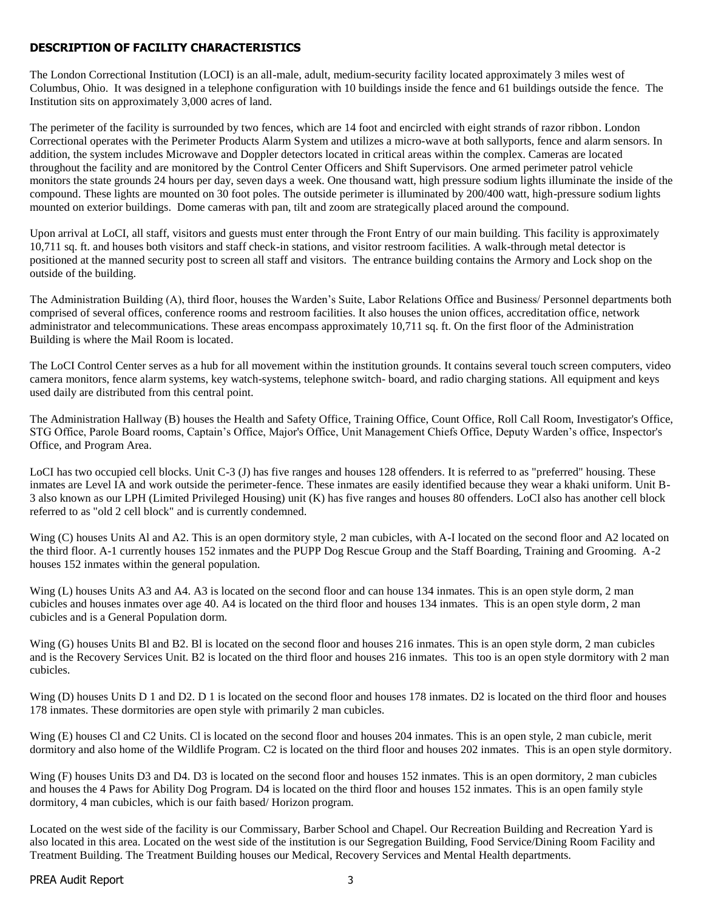## DESCRIPTION OF FACILITY CHARACTERISTICS

The London Correctional Institution (LOCI) is an all-male, adult, medium-security facility located approximately 3 miles west of Columbus, Ohio. It was designed in a telephone configuration with 10 buildings inside the fence and 61 buildings outside the fence. The Institution sits on approximately 3,000 acres of land.

The perimeter of the facility is surrounded by two fences, which are 14 foot and encircled with eight strands of razor ribbon. London Correctional operates with the Perimeter Products Alarm System and utilizes a micro-wave at both sallyports, fence and alarm sensors. In addition, the system includes Microwave and Doppler detectors located in critical areas within the complex. Cameras are located throughout the facility and are monitored by the Control Center Officers and Shift Supervisors. One armed perimeter patrol vehicle monitors the state grounds 24 hours per day, seven days a week. One thousand watt, high pressure sodium lights illuminate the inside of the compound. These lights are mounted on 30 foot poles. The outside perimeter is illuminated by 200/400 watt, high-pressure sodium lights mounted on exterior buildings. Dome cameras with pan, tilt and zoom are strategically placed around the compound.

Upon arrival at LoCI, all staff, visitors and guests must enter through the Front Entry of our main building. This facility is approximately 10,711 sq. ft. and houses both visitors and staff check-in stations, and visitor restroom facilities. A walk-through metal detector is positioned at the manned security post to screen all staff and visitors. The entrance building contains the Armory and Lock shop on the outside of the building.

The Administration Building (A), third floor, houses the Warden's Suite, Labor Relations Office and Business/ Personnel departments both comprised of several offices, conference rooms and restroom facilities. It also houses the union offices, accreditation office, network administrator and telecommunications. These areas encompass approximately 10,711 sq. ft. On the first floor of the Administration Building is where the Mail Room is located.

The LoCI Control Center serves as a hub for all movement within the institution grounds. It contains several touch screen computers, video camera monitors, fence alarm systems, key watch-systems, telephone switch- board, and radio charging stations. All equipment and keys used daily are distributed from this central point.

The Administration Hallway (B) houses the Health and Safety Office, Training Office, Count Office, Roll Call Room, Investigator's Office, STG Office, Parole Board rooms, Captain's Office, Major's Office, Unit Management Chiefs Office, Deputy Warden's office, Inspector's Office, and Program Area.

LoCI has two occupied cell blocks. Unit C-3 (J) has five ranges and houses 128 offenders. It is referred to as "preferred" housing. These inmates are Level IA and work outside the perimeter-fence. These inmates are easily identified because they wear a khaki uniform. Unit B-3 also known as our LPH (Limited Privileged Housing) unit (K) has five ranges and houses 80 offenders. LoCI also has another cell block referred to as "old 2 cell block" and is currently condemned.

Wing (C) houses Units Al and A2. This is an open dormitory style, 2 man cubicles, with A-I located on the second floor and A2 located on the third floor. A-1 currently houses 152 inmates and the PUPP Dog Rescue Group and the Staff Boarding, Training and Grooming. A-2 houses 152 inmates within the general population.

Wing (L) houses Units A3 and A4. A3 is located on the second floor and can house 134 inmates. This is an open style dorm, 2 man cubicles and houses inmates over age 40. A4 is located on the third floor and houses 134 inmates. This is an open style dorm, 2 man cubicles and is a General Population dorm.

Wing (G) houses Units Bl and B2. Bl is located on the second floor and houses 216 inmates. This is an open style dorm, 2 man cubicles and is the Recovery Services Unit. B2 is located on the third floor and houses 216 inmates. This too is an open style dormitory with 2 man cubicles.

Wing (D) houses Units D 1 and D2. D 1 is located on the second floor and houses 178 inmates. D2 is located on the third floor and houses 178 inmates. These dormitories are open style with primarily 2 man cubicles.

Wing (E) houses Cl and C2 Units. Cl is located on the second floor and houses 204 inmates. This is an open style, 2 man cubicle, merit dormitory and also home of the Wildlife Program. C2 is located on the third floor and houses 202 inmates. This is an open style dormitory.

Wing (F) houses Units D3 and D4. D3 is located on the second floor and houses 152 inmates. This is an open dormitory, 2 man cubicles and houses the 4 Paws for Ability Dog Program. D4 is located on the third floor and houses 152 inmates. This is an open family style dormitory, 4 man cubicles, which is our faith based/ Horizon program.

Located on the west side of the facility is our Commissary, Barber School and Chapel. Our Recreation Building and Recreation Yard is also located in this area. Located on the west side of the institution is our Segregation Building, Food Service/Dining Room Facility and Treatment Building. The Treatment Building houses our Medical, Recovery Services and Mental Health departments.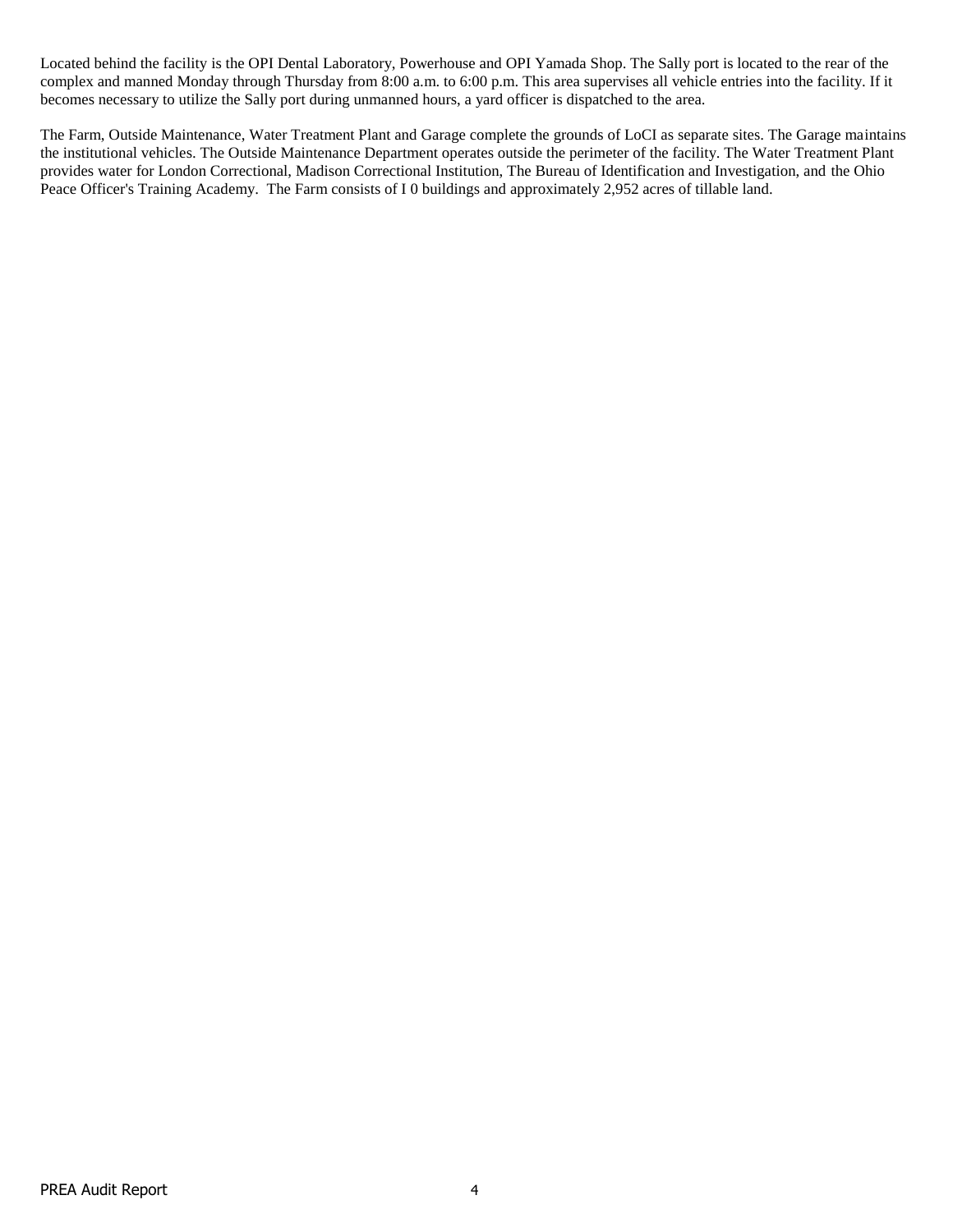Located behind the facility is the OPI Dental Laboratory, Powerhouse and OPI Yamada Shop. The Sally port is located to the rear of the complex and manned Monday through Thursday from 8:00 a.m. to 6:00 p.m. This area supervises all vehicle entries into the facility. If it becomes necessary to utilize the Sally port during unmanned hours, a yard officer is dispatched to the area.

The Farm, Outside Maintenance, Water Treatment Plant and Garage complete the grounds of LoCI as separate sites. The Garage maintains the institutional vehicles. The Outside Maintenance Department operates outside the perimeter of the facility. The Water Treatment Plant provides water for London Correctional, Madison Correctional Institution, The Bureau of Identification and Investigation, and the Ohio Peace Officer's Training Academy. The Farm consists of I 0 buildings and approximately 2,952 acres of tillable land.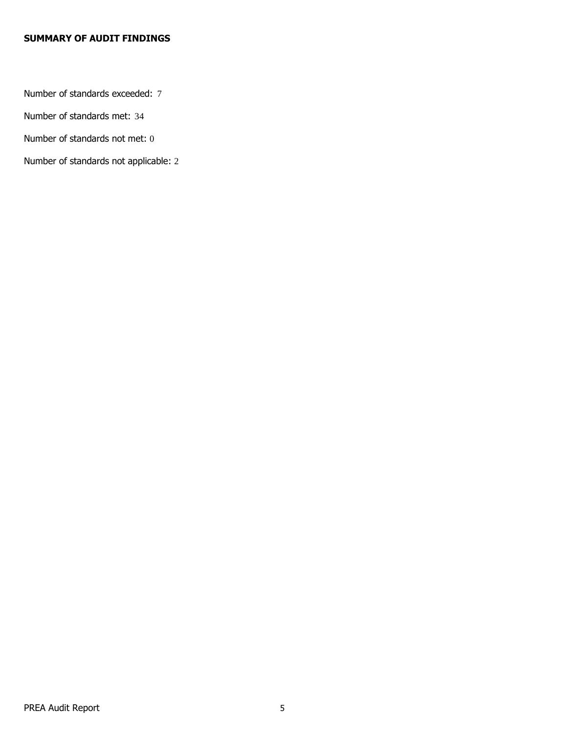**SUMMARY OF AUDIT FINDINGS**

Number of standards exceeded: 7

Number of standards met: 34

Number of standards not met: 0

Number of standards not applicable: 2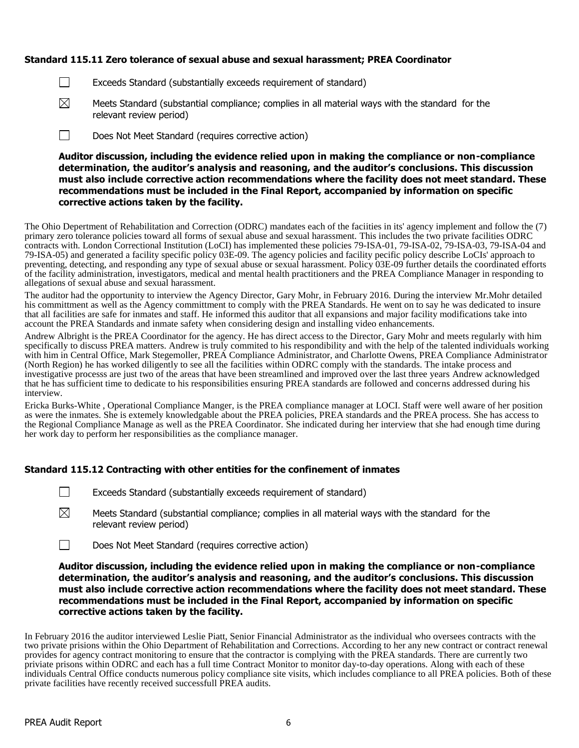### Standard 115.11 Zero tolerance of sexual abuse and sexual harassment; PREA Coordinator

☐ Exceeds Standard (substantially exceeds requirement of standard)

☒ Meets Standard (substantial compliance; complies in all material ways with the standard for the relevant review period)

☐ Does Not Meet Standard (requires corrective action)

**Auditor discussion, including the evidence relied upon in making the compliance or non-compliance determination, the auditor's analysis and reasoning, and the auditor's conclusions. This discussion must also include corrective action recommendations where the facility does not meet standard. These recommendations must be included in the Final Report, accompanied by information on specific corrective actions taken by the facility.**

The Ohio Department of Rehabilitation and Correction (ODRC) mandates each of the faciities in its' agency implement and follow the (7) primary zero tolerance policies toward all forms of sexual abuse and sexual harassment. This includes the two private facilities ODRC contracts with. London Correctional Institution (LoCI) has implemented these policies 79-ISA-01, 79-ISA-02, 79-ISA-03, 79-ISA-04 and 79-ISA-05) and generated a facility specific policy 03E-09. The agency policies and facility pecific policy describe LoCIs' approach to preventing, detecting, and responding any type of sexual abuse or sexual harassment. Policy 03E-09 further details the coordinated efforts of the facility administration, investigators, medical and mental health practitioners and the PREA Compliance Manager in responding to allegations of sexual abuse and sexual harassment.

The auditor had the opportunity to interview the Agency Director, Gary Mohr, in February 2016. During the interview Mr.Mohr detailed his committment as well as the Agency committment to comply with the PREA Standards. He went on to say he was dedicated to insure that all facilities are safe for inmates and staff. He informed this auditor that all expansions and major facility modifications take into account the PREA Standards and inmate safety when considering design and installing video enhancements.

Andrew Albright is the PREA Coordinator for the agency. He has direct access to the Director, Gary Mohr and meets regularly with him specifically to discuss PREA matters. Andrew is truly commited to his respondibility and with the help of the talented individuals working with him in Central Office, Mark Stegemoller, PREA Compliance Administrator, and Charlotte Owens, PREA Compliance Administrator (North Region) he has worked diligently to see all the facilities within ODRC comply with the standards. The intake process and investigative processs are just two of the areas that have been streamlined and improved over the last three years Andrew acknowledged that he has sufficient time to dedicate to his responsibilities ensuring PREA standards are followed and concerns addressed during his interview.

Ericka Burks-White , Operational Compliance Manger, is the PREA compliance manager at LOCI. Staff were well aware of her position as were the inmates. She is extemely knowledgable about the PREA policies, PREA standards and the PREA process. She has access to the Regional Compliance Manage as well as the PREA Coordinator. She indicated during her interview that she had enough time during her work day to perform her responsibilities as the compliance manager.

### Standard 115.12 Contracting with other entities for the confinement of inmates

☐ Exceeds Standard (substantially exceeds requirement of standard)

☒ Meets Standard (substantial compliance; complies in all material ways with the standard for the relevant review period)

☐ Does Not Meet Standard (requires corrective action)

**Auditor discussion, including the evidence relied upon in making the compliance or non-compliance determination, the auditor's analysis and reasoning, and the auditor's conclusions. This discussion must also include corrective action recommendations where the facility does not meet standard. These recommendations must be included in the Final Report, accompanied by information on specific corrective actions taken by the facility.**

In February 2016 the auditor interviewed Leslie Piatt, Senior Financial Administrator as the individual who oversees contracts with the two private prisions within the Ohio Department of Rehabilitation and Corrections. According to her any new contract or contract renewal provides for agency contract monitoring to ensure that the contractor is complying with the PREA standards. There are currently two priviate prisons within ODRC and each has a full time Contract Monitor to monitor day-to-day operations. Along with each of these individuals Central Office conducts numerous policy compliance site visits, which includes compliance to all PREA policies. Both of these private facilities have recently received successfull PREA audits.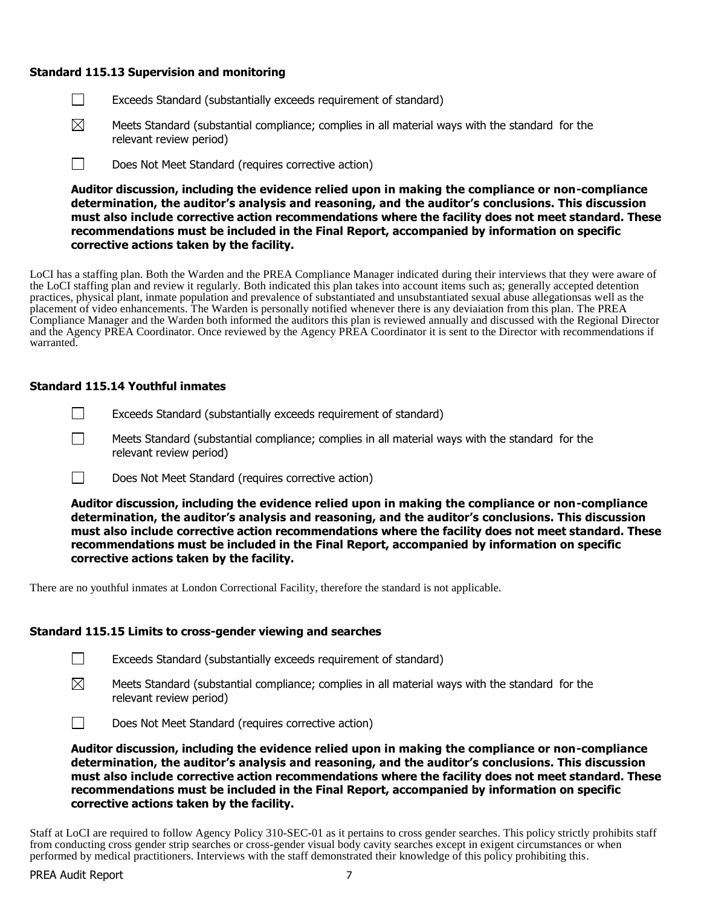### Standard 115.13 Supervision and monitoring

☐ Exceeds Standard (substantially exceeds requirement of standard)

☒ Meets Standard (substantial compliance; complies in all material ways with the standard for the relevant review period)

☐ Does Not Meet Standard (requires corrective action)

**Auditor discussion, including the evidence relied upon in making the compliance or non-compliance determination, the auditor's analysis and reasoning, and the auditor's conclusions. This discussion must also include corrective action recommendations where the facility does not meet standard. These recommendations must be included in the Final Report, accompanied by information on specific corrective actions taken by the facility.**

LoCI has a staffing plan. Both the Warden and the PREA Compliance Manager indicated during their interviews that they were aware of the LoCI staffing plan and review it regularly. Both indicated this plan takes into account items such as; generally accepted detention practices, physical plant, inmate population and prevalence of substantiated and unsubstantiated sexual abuse allegationsas well as the placement of video enhancements. The Warden is personally notified whenever there is any deviaiation from this plan. The PREA Compliance Manager and the Warden both informed the auditors this plan is reviewed annually and discussed with the Regional Director and the Agency PREA Coordinator. Once reviewed by the Agency PREA Coordinator it is sent to the Director with recommendations if warranted.

### Standard 115.14 Youthful inmates

☐ Exceeds Standard (substantially exceeds requirement of standard)

☐ Meets Standard (substantial compliance; complies in all material ways with the standard for the relevant review period)

☐ Does Not Meet Standard (requires corrective action)

**Auditor discussion, including the evidence relied upon in making the compliance or non-compliance determination, the auditor's analysis and reasoning, and the auditor's conclusions. This discussion must also include corrective action recommendations where the facility does not meet standard. These recommendations must be included in the Final Report, accompanied by information on specific corrective actions taken by the facility.**

There are no youthful inmates at London Correctional Facility, therefore the standard is not applicable.

### Standard 115.15 Limits to cross-gender viewing and searches

☐ Exceeds Standard (substantially exceeds requirement of standard)

☒ Meets Standard (substantial compliance; complies in all material ways with the standard for the relevant review period)

☐ Does Not Meet Standard (requires corrective action)

**Auditor discussion, including the evidence relied upon in making the compliance or non-compliance determination, the auditor's analysis and reasoning, and the auditor's conclusions. This discussion must also include corrective action recommendations where the facility does not meet standard. These recommendations must be included in the Final Report, accompanied by information on specific corrective actions taken by the facility.**

Staff at LoCI are required to follow Agency Policy 310-SEC-01 as it pertains to cross gender searches. This policy strictly prohibits staff from conducting cross gender strip searches or cross-gender visual body cavity searches except in exigent circumstances or when performed by medical practitioners. Interviews with the staff demonstrated their knowledge of this policy prohibiting this.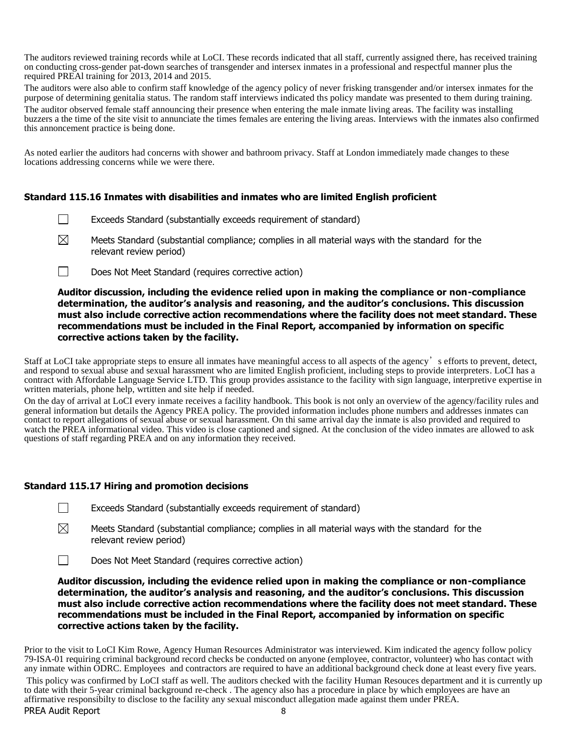The auditors reviewed training records while at LoCI. These records indicated that all staff, currently assigned there, has received training on conducting cross-gender pat-down searches of transgender and intersex inmates in a professional and respectful manner plus the required PREAl training for 2013, 2014 and 2015.

The auditors were also able to confirm staff knowledge of the agency policy of never frisking transgender and/or intersex inmates for the purpose of determining genitalia status. The random staff interviews indicated ths policy mandate was presented to them during training.

The auditor observed female staff announcing their presence when entering the male inmate living areas. The facility was installing buzzers a the time of the site visit to annunciate the times females are entering the living areas. Interviews with the inmates also confirmed this annoncement practice is being done.

As noted earlier the auditors had concerns with shower and bathroom privacy. Staff at London immediately made changes to these locations addressing concerns while we were there.

### Standard 115.16 Inmates with disabilities and inmates who are limited English proficient

☐ Exceeds Standard (substantially exceeds requirement of standard)

☒ Meets Standard (substantial compliance; complies in all material ways with the standard for the relevant review period)

☐ Does Not Meet Standard (requires corrective action)

**Auditor discussion, including the evidence relied upon in making the compliance or non-compliance determination, the auditor's analysis and reasoning, and the auditor's conclusions. This discussion must also include corrective action recommendations where the facility does not meet standard. These recommendations must be included in the Final Report, accompanied by information on specific corrective actions taken by the facility.**

Staff at LoCI take appropriate steps to ensure all inmates have meaningful access to all aspects of the agency's efforts to prevent, detect, and respond to sexual abuse and sexual harassment who are limited English proficient, including steps to provide interpreters. LoCI has a contract with Affordable Language Service LTD. This group provides assistance to the facility with sign language, interpretive expertise in written materials, phone help, wrtitten and site help if needed.

On the day of arrival at LoCI every inmate receives a facility handbook. This book is not only an overview of the agency/facility rules and general information but details the Agency PREA policy. The provided information includes phone numbers and addresses inmates can contact to report allegations of sexual abuse or sexual harassment. On thi same arrival day the inmate is also provided and required to watch the PREA informational video. This video is close captioned and signed. At the conclusion of the video inmates are allowed to ask questions of staff regarding PREA and on any information they received.

### Standard 115.17 Hiring and promotion decisions

☐ Exceeds Standard (substantially exceeds requirement of standard)

☒ Meets Standard (substantial compliance; complies in all material ways with the standard for the relevant review period)

☐ Does Not Meet Standard (requires corrective action)

**Auditor discussion, including the evidence relied upon in making the compliance or non-compliance determination, the auditor's analysis and reasoning, and the auditor's conclusions. This discussion must also include corrective action recommendations where the facility does not meet standard. These recommendations must be included in the Final Report, accompanied by information on specific corrective actions taken by the facility.**

Prior to the visit to LoCI Kim Rowe, Agency Human Resources Administrator was interviewed. Kim indicated the agency follow policy 79-ISA-01 requiring criminal background record checks be conducted on anyone (employee, contractor, volunteer) who has contact with any inmate within ODRC. Employees and contractors are required to have an additional background check done at least every five years.

This policy was confirmed by LoCI staff as well. The auditors checked with the facility Human Resouces department and it is currently up to date with their 5-year criminal background re-check . The agency also has a procedure in place by which employees are have an affirmative responsibilty to disclose to the facility any sexual misconduct allegation made against them under PREA.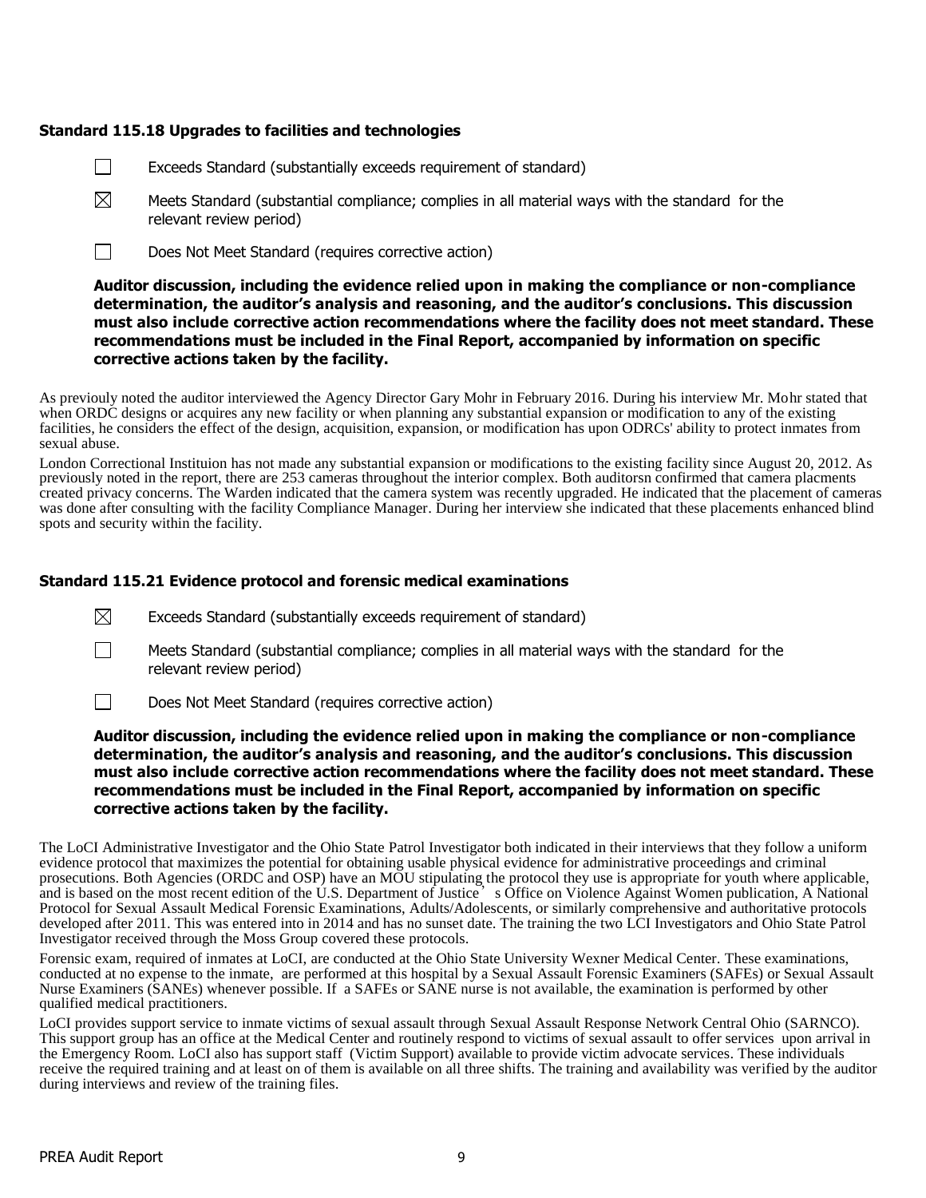### Standard 115.18 Upgrades to facilities and technologies

☐ Exceeds Standard (substantially exceeds requirement of standard)

☒ Meets Standard (substantial compliance; complies in all material ways with the standard for the relevant review period)

☐ Does Not Meet Standard (requires corrective action)

**Auditor discussion, including the evidence relied upon in making the compliance or non-compliance determination, the auditor's analysis and reasoning, and the auditor's conclusions. This discussion must also include corrective action recommendations where the facility does not meet standard. These recommendations must be included in the Final Report, accompanied by information on specific corrective actions taken by the facility.**

As previouly noted the auditor interviewed the Agency Director Gary Mohr in February 2016. During his interview Mr. Mohr stated that when ORDC designs or acquires any new facility or when planning any substantial expansion or modification to any of the existing facilities, he considers the effect of the design, acquisition, expansion, or modification has upon ODRCs' ability to protect inmates from sexual abuse.

London Correctional Instituion has not made any substantial expansion or modifications to the existing facility since August 20, 2012. As previously noted in the report, there are 253 cameras throughout the interior complex. Both auditorsn confirmed that camera placments created privacy concerns. The Warden indicated that the camera system was recently upgraded. He indicated that the placement of cameras was done after consulting with the facility Compliance Manager. During her interview she indicated that these placements enhanced blind spots and security within the facility.

### Standard 115.21 Evidence protocol and forensic medical examinations

☒ Exceeds Standard (substantially exceeds requirement of standard)

☐ Meets Standard (substantial compliance; complies in all material ways with the standard for the relevant review period)

☐ Does Not Meet Standard (requires corrective action)

**Auditor discussion, including the evidence relied upon in making the compliance or non-compliance determination, the auditor's analysis and reasoning, and the auditor's conclusions. This discussion must also include corrective action recommendations where the facility does not meet standard. These recommendations must be included in the Final Report, accompanied by information on specific corrective actions taken by the facility.**

The LoCI Administrative Investigator and the Ohio State Patrol Investigator both indicated in their interviews that they follow a uniform evidence protocol that maximizes the potential for obtaining usable physical evidence for administrative proceedings and criminal prosecutions. Both Agencies (ORDC and OSP) have an MOU stipulating the protocol they use is appropriate for youth where applicable, and is based on the most recent edition of the U.S. Department of Justice' s Office on Violence Against Women publication, A National Protocol for Sexual Assault Medical Forensic Examinations, Adults/Adolescents, or similarly comprehensive and authoritative protocols developed after 2011. This was entered into in 2014 and has no sunset date. The training the two LCI Investigators and Ohio State Patrol Investigator received through the Moss Group covered these protocols.

Forensic exam, required of inmates at LoCI, are conducted at the Ohio State University Wexner Medical Center. These examinations, conducted at no expense to the inmate, are performed at this hospital by a Sexual Assault Forensic Examiners (SAFEs) or Sexual Assault Nurse Examiners (SANEs) whenever possible. If a SAFEs or SANE nurse is not available, the examination is performed by other qualified medical practitioners.

LoCI provides support service to inmate victims of sexual assault through Sexual Assault Response Network Central Ohio (SARNCO). This support group has an office at the Medical Center and routinely respond to victims of sexual assault to offer services upon arrival in the Emergency Room. LoCI also has support staff (Victim Support) available to provide victim advocate services. These individuals receive the required training and at least on of them is available on all three shifts. The training and availability was verified by the auditor during interviews and review of the training files.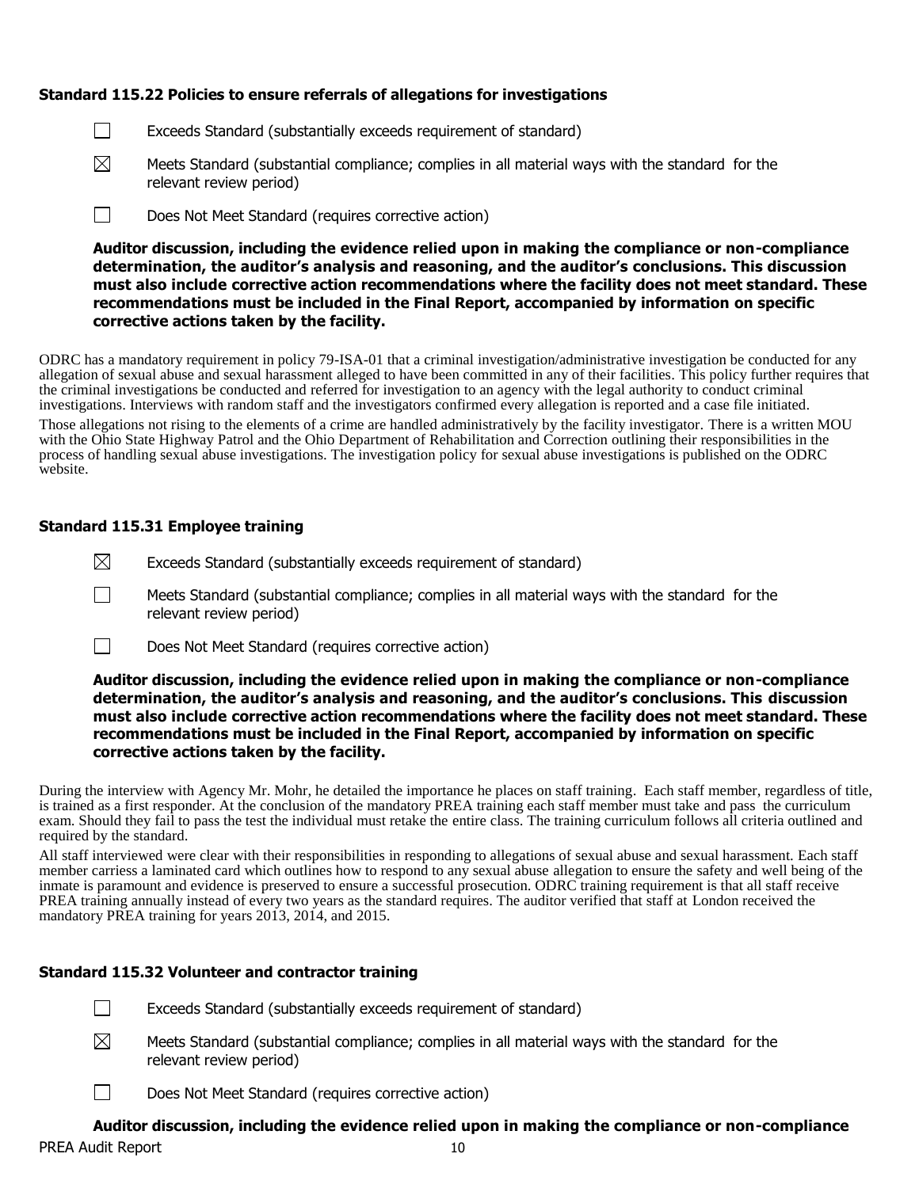### Standard 115.22 Policies to ensure referrals of allegations for investigations

☐ Exceeds Standard (substantially exceeds requirement of standard)

☒ Meets Standard (substantial compliance; complies in all material ways with the standard for the relevant review period)

☐ Does Not Meet Standard (requires corrective action)

**Auditor discussion, including the evidence relied upon in making the compliance or non-compliance determination, the auditor's analysis and reasoning, and the auditor's conclusions. This discussion must also include corrective action recommendations where the facility does not meet standard. These recommendations must be included in the Final Report, accompanied by information on specific corrective actions taken by the facility.**

ODRC has a mandatory requirement in policy 79-ISA-01 that a criminal investigation/administrative investigation be conducted for any allegation of sexual abuse and sexual harassment alleged to have been committed in any of their facilities. This policy further requires that the criminal investigations be conducted and referred for investigation to an agency with the legal authority to conduct criminal investigations. Interviews with random staff and the investigators confirmed every allegation is reported and a case file initiated.

Those allegations not rising to the elements of a crime are handled administratively by the facility investigator. There is a written MOU with the Ohio State Highway Patrol and the Ohio Department of Rehabilitation and Correction outlining their responsibilities in the process of handling sexual abuse investigations. The investigation policy for sexual abuse investigations is published on the ODRC website.

### Standard 115.31 Employee training

☒ Exceeds Standard (substantially exceeds requirement of standard)

☐ Meets Standard (substantial compliance; complies in all material ways with the standard for the relevant review period)

☐ Does Not Meet Standard (requires corrective action)

**Auditor discussion, including the evidence relied upon in making the compliance or non-compliance determination, the auditor's analysis and reasoning, and the auditor's conclusions. This discussion must also include corrective action recommendations where the facility does not meet standard. These recommendations must be included in the Final Report, accompanied by information on specific corrective actions taken by the facility.**

During the interview with Agency Mr. Mohr, he detailed the importance he places on staff training. Each staff member, regardless of title, is trained as a first responder. At the conclusion of the mandatory PREA training each staff member must take and pass the curriculum exam. Should they fail to pass the test the individual must retake the entire class. The training curriculum follows all criteria outlined and required by the standard.

All staff interviewed were clear with their responsibilities in responding to allegations of sexual abuse and sexual harassment. Each staff member carriess a laminated card which outlines how to respond to any sexual abuse allegation to ensure the safety and well being of the inmate is paramount and evidence is preserved to ensure a successful prosecution. ODRC training requirement is that all staff receive PREA training annually instead of every two years as the standard requires. The auditor verified that staff at London received the mandatory PREA training for years 2013, 2014, and 2015.

### Standard 115.32 Volunteer and contractor training

☐ Exceeds Standard (substantially exceeds requirement of standard)

☒ Meets Standard (substantial compliance; complies in all material ways with the standard for the relevant review period)

☐ Does Not Meet Standard (requires corrective action)

**Auditor discussion, including the evidence relied upon in making the compliance or non-compliance**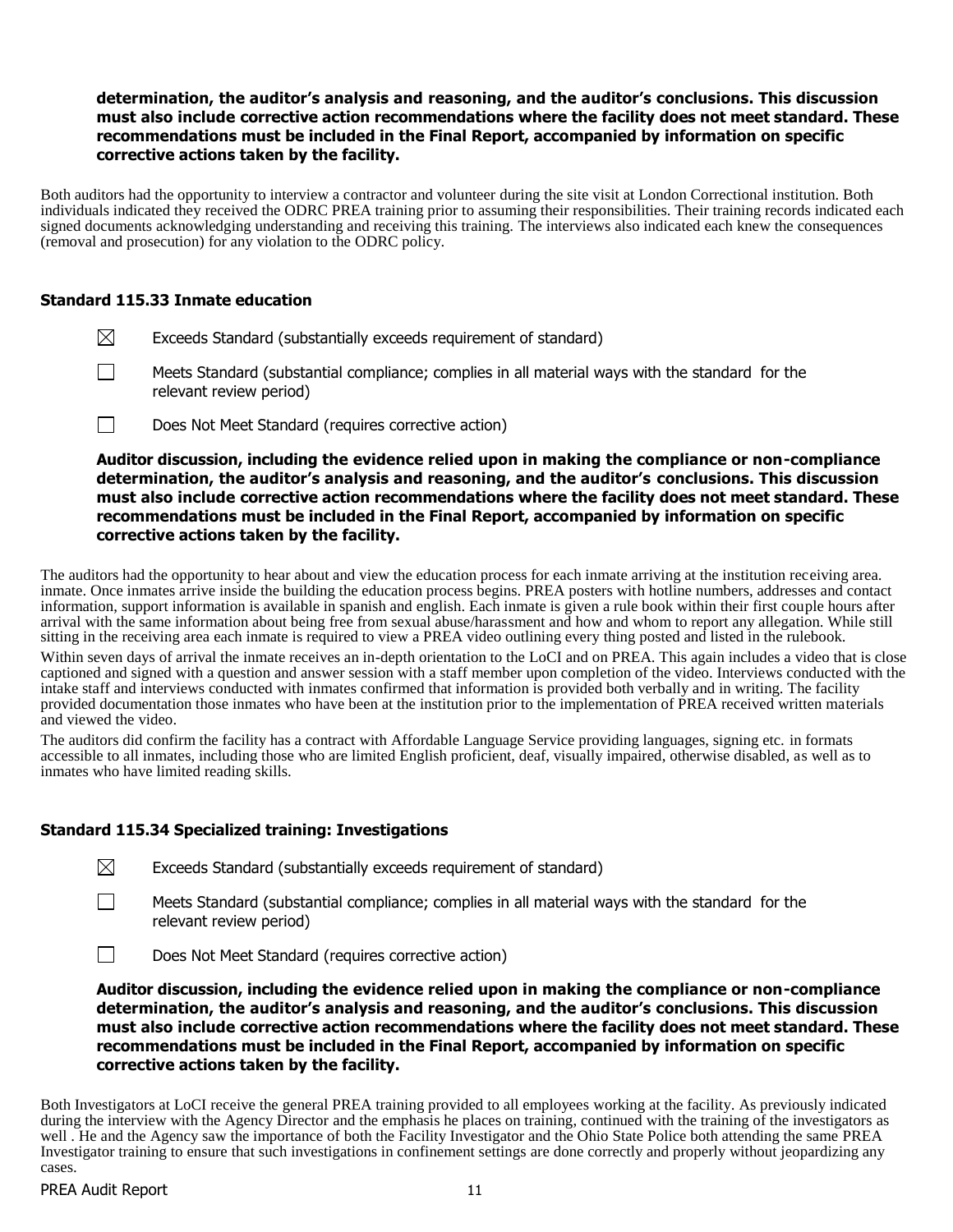**determination, the auditor's analysis and reasoning, and the auditor's conclusions. This discussion must also include corrective action recommendations where the facility does not meet standard. These recommendations must be included in the Final Report, accompanied by information on specific corrective actions taken by the facility.**

Both auditors had the opportunity to interview a contractor and volunteer during the site visit at London Correctional institution. Both individuals indicated they received the ODRC PREA training prior to assuming their responsibilities. Their training records indicated each signed documents acknowledging understanding and receiving this training. The interviews also indicated each knew the consequences (removal and prosecution) for any violation to the ODRC policy.

### Standard 115.33 Inmate education

☒ Exceeds Standard (substantially exceeds requirement of standard)

☐ Meets Standard (substantial compliance; complies in all material ways with the standard for the relevant review period)

☐ Does Not Meet Standard (requires corrective action)

**Auditor discussion, including the evidence relied upon in making the compliance or non-compliance determination, the auditor's analysis and reasoning, and the auditor's conclusions. This discussion must also include corrective action recommendations where the facility does not meet standard. These recommendations must be included in the Final Report, accompanied by information on specific corrective actions taken by the facility.**

The auditors had the opportunity to hear about and view the education process for each inmate arriving at the institution receiving area. inmate. Once inmates arrive inside the building the education process begins. PREA posters with hotline numbers, addresses and contact information, support information is available in spanish and english. Each inmate is given a rule book within their first couple hours after arrival with the same information about being free from sexual abuse/harassment and how and whom to report any allegation. While still sitting in the receiving area each inmate is required to view a PREA video outlining every thing posted and listed in the rulebook.

Within seven days of arrival the inmate receives an in-depth orientation to the LoCI and on PREA. This again includes a video that is close captioned and signed with a question and answer session with a staff member upon completion of the video. Interviews conducted with the intake staff and interviews conducted with inmates confirmed that information is provided both verbally and in writing. The facility provided documentation those inmates who have been at the institution prior to the implementation of PREA received written materials and viewed the video.

The auditors did confirm the facility has a contract with Affordable Language Service providing languages, signing etc. in formats accessible to all inmates, including those who are limited English proficient, deaf, visually impaired, otherwise disabled, as well as to inmates who have limited reading skills.

### Standard 115.34 Specialized training: Investigations

☒ Exceeds Standard (substantially exceeds requirement of standard)

☐ Meets Standard (substantial compliance; complies in all material ways with the standard for the relevant review period)

☐ Does Not Meet Standard (requires corrective action)

**Auditor discussion, including the evidence relied upon in making the compliance or non-compliance determination, the auditor's analysis and reasoning, and the auditor's conclusions. This discussion must also include corrective action recommendations where the facility does not meet standard. These recommendations must be included in the Final Report, accompanied by information on specific corrective actions taken by the facility.**

Both Investigators at LoCI receive the general PREA training provided to all employees working at the facility. As previously indicated during the interview with the Agency Director and the emphasis he places on training, continued with the training of the investigators as well . He and the Agency saw the importance of both the Facility Investigator and the Ohio State Police both attending the same PREA Investigator training to ensure that such investigations in confinement settings are done correctly and properly without jeopardizing any cases.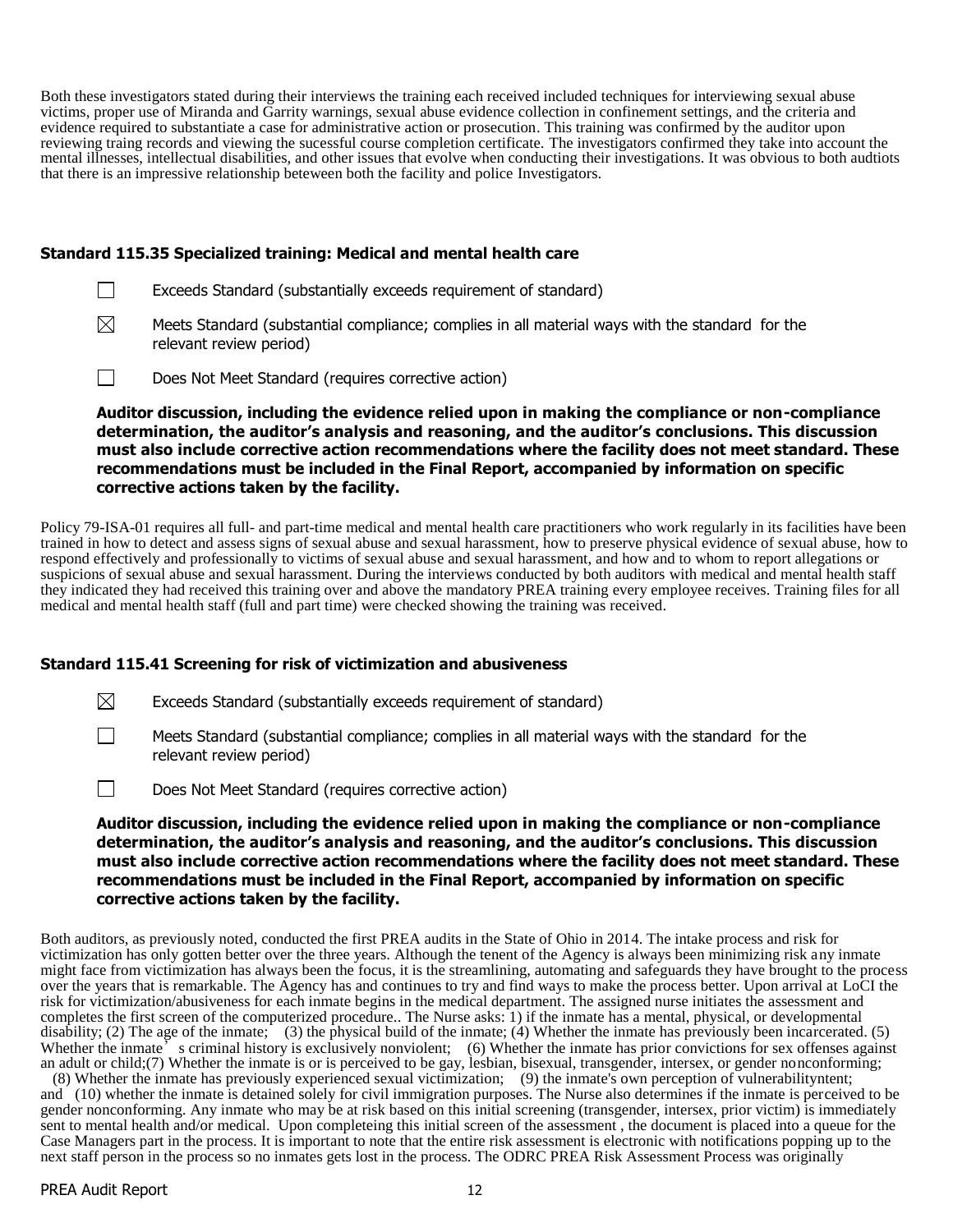Both these investigators stated during their interviews the training each received included techniques for interviewing sexual abuse victims, proper use of Miranda and Garrity warnings, sexual abuse evidence collection in confinement settings, and the criteria and evidence required to substantiate a case for administrative action or prosecution. This training was confirmed by the auditor upon reviewing traing records and viewing the sucessful course completion certificate. The investigators confirmed they take into account the mental illnesses, intellectual disabilities, and other issues that evolve when conducting their investigations. It was obvious to both audtiots that there is an impressive relationship beteween both the facility and police Investigators.

### Standard 115.35 Specialized training: Medical and mental health care

☐ Exceeds Standard (substantially exceeds requirement of standard)

☒ Meets Standard (substantial compliance; complies in all material ways with the standard for the relevant review period)

☐ Does Not Meet Standard (requires corrective action)

**Auditor discussion, including the evidence relied upon in making the compliance or non-compliance determination, the auditor's analysis and reasoning, and the auditor's conclusions. This discussion must also include corrective action recommendations where the facility does not meet standard. These recommendations must be included in the Final Report, accompanied by information on specific corrective actions taken by the facility.**

Policy 79-ISA-01 requires all full- and part-time medical and mental health care practitioners who work regularly in its facilities have been trained in how to detect and assess signs of sexual abuse and sexual harassment, how to preserve physical evidence of sexual abuse, how to respond effectively and professionally to victims of sexual abuse and sexual harassment, and how and to whom to report allegations or suspicions of sexual abuse and sexual harassment. During the interviews conducted by both auditors with medical and mental health staff they indicated they had received this training over and above the mandatory PREA training every employee receives. Training files for all medical and mental health staff (full and part time) were checked showing the training was received.

### Standard 115.41 Screening for risk of victimization and abusiveness

☒ Exceeds Standard (substantially exceeds requirement of standard)

☐ Meets Standard (substantial compliance; complies in all material ways with the standard for the relevant review period)

☐ Does Not Meet Standard (requires corrective action)

**Auditor discussion, including the evidence relied upon in making the compliance or non-compliance determination, the auditor's analysis and reasoning, and the auditor's conclusions. This discussion must also include corrective action recommendations where the facility does not meet standard. These recommendations must be included in the Final Report, accompanied by information on specific corrective actions taken by the facility.**

Both auditors, as previously noted, conducted the first PREA audits in the State of Ohio in 2014. The intake process and risk for victimization has only gotten better over the three years. Although the tenent of the Agency is always been minimizing risk any inmate might face from victimization has always been the focus, it is the streamlining, automating and safeguards they have brought to the process over the years that is remarkable. The Agency has and continues to try and find ways to make the process better. Upon arrival at LoCI the risk for victimization/abusiveness for each inmate begins in the medical department. The assigned nurse initiates the assessment and completes the first screen of the computerized procedure.. The Nurse asks: 1) if the inmate has a mental, physical, or developmental disability; (2) The age of the inmate; (3) the physical build of the inmate; (4) Whether the inmate has previously been incarcerated. (5) Whether the inmate's criminal history is exclusively nonviolent; (6) Whether the inmate has prior convictions for sex offenses against an adult or child;(7) Whether the inmate is or is perceived to be gay, lesbian, bisexual, transgender, intersex, or gender nonconforming; (8) Whether the inmate has previously experienced sexual victimization; (9) the inmate's own perception of vulnerabilityntent; and (10) whether the inmate is detained solely for civil immigration purposes. The Nurse also determines if the inmate is perceived to be gender nonconforming. Any inmate who may be at risk based on this initial screening (transgender, intersex, prior victim) is immediately sent to mental health and/or medical. Upon completeing this initial screen of the assessment , the document is placed into a queue for the Case Managers part in the process. It is important to note that the entire risk assessment is electronic with notifications popping up to the next staff person in the process so no inmates gets lost in the process. The ODRC PREA Risk Assessment Process was originally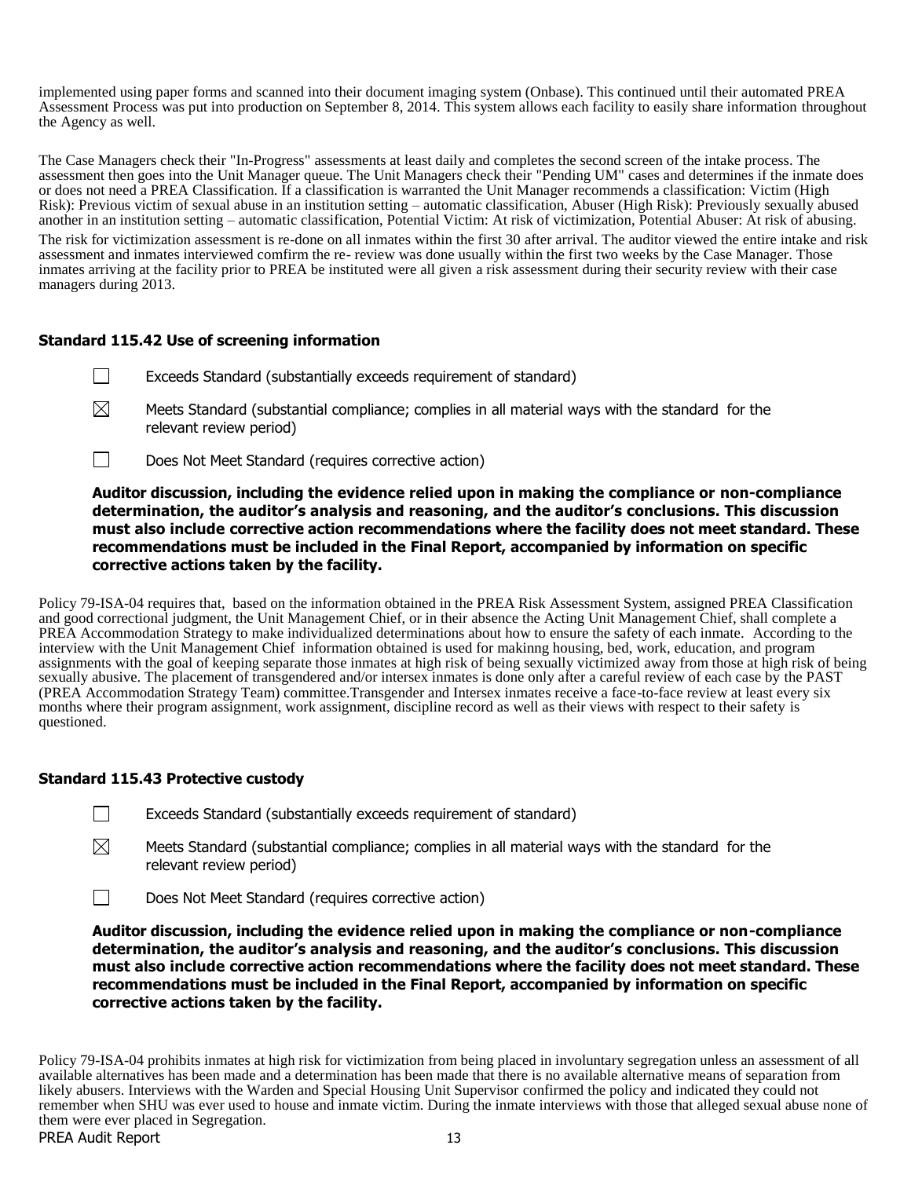implemented using paper forms and scanned into their document imaging system (Onbase). This continued until their automated PREA Assessment Process was put into production on September 8, 2014. This system allows each facility to easily share information throughout the Agency as well.

The Case Managers check their "In-Progress" assessments at least daily and completes the second screen of the intake process. The assessment then goes into the Unit Manager queue. The Unit Managers check their "Pending UM" cases and determines if the inmate does or does not need a PREA Classification. If a classification is warranted the Unit Manager recommends a classification: Victim (High Risk): Previous victim of sexual abuse in an institution setting – automatic classification, Abuser (High Risk): Previously sexually abused another in an institution setting – automatic classification, Potential Victim: At risk of victimization, Potential Abuser: At risk of abusing.

The risk for victimization assessment is re-done on all inmates within the first 30 after arrival. The auditor viewed the entire intake and risk assessment and inmates interviewed comfirm the re- review was done usually within the first two weeks by the Case Manager. Those inmates arriving at the facility prior to PREA be instituted were all given a risk assessment during their security review with their case managers during 2013.

### Standard 115.42 Use of screening information

☐ Exceeds Standard (substantially exceeds requirement of standard)

☒ Meets Standard (substantial compliance; complies in all material ways with the standard for the relevant review period)

☐ Does Not Meet Standard (requires corrective action)

**Auditor discussion, including the evidence relied upon in making the compliance or non-compliance determination, the auditor's analysis and reasoning, and the auditor's conclusions. This discussion must also include corrective action recommendations where the facility does not meet standard. These recommendations must be included in the Final Report, accompanied by information on specific corrective actions taken by the facility.**

Policy 79-ISA-04 requires that, based on the information obtained in the PREA Risk Assessment System, assigned PREA Classification and good correctional judgment, the Unit Management Chief, or in their absence the Acting Unit Management Chief, shall complete a PREA Accommodation Strategy to make individualized determinations about how to ensure the safety of each inmate. According to the interview with the Unit Management Chief information obtained is used for makinng housing, bed, work, education, and program assignments with the goal of keeping separate those inmates at high risk of being sexually victimized away from those at high risk of being sexually abusive. The placement of transgendered and/or intersex inmates is done only after a careful review of each case by the PAST (PREA Accommodation Strategy Team) committee.Transgender and Intersex inmates receive a face-to-face review at least every six months where their program assignment, work assignment, discipline record as well as their views with respect to their safety is questioned.

### Standard 115.43 Protective custody

☐ Exceeds Standard (substantially exceeds requirement of standard)

☒ Meets Standard (substantial compliance; complies in all material ways with the standard for the relevant review period)

☐ Does Not Meet Standard (requires corrective action)

**Auditor discussion, including the evidence relied upon in making the compliance or non-compliance determination, the auditor's analysis and reasoning, and the auditor's conclusions. This discussion must also include corrective action recommendations where the facility does not meet standard. These recommendations must be included in the Final Report, accompanied by information on specific corrective actions taken by the facility.**

Policy 79-ISA-04 prohibits inmates at high risk for victimization from being placed in involuntary segregation unless an assessment of all available alternatives has been made and a determination has been made that there is no available alternative means of separation from likely abusers. Interviews with the Warden and Special Housing Unit Supervisor confirmed the policy and indicated they could not remember when SHU was ever used to house and inmate victim. During the inmate interviews with those that alleged sexual abuse none of them were ever placed in Segregation.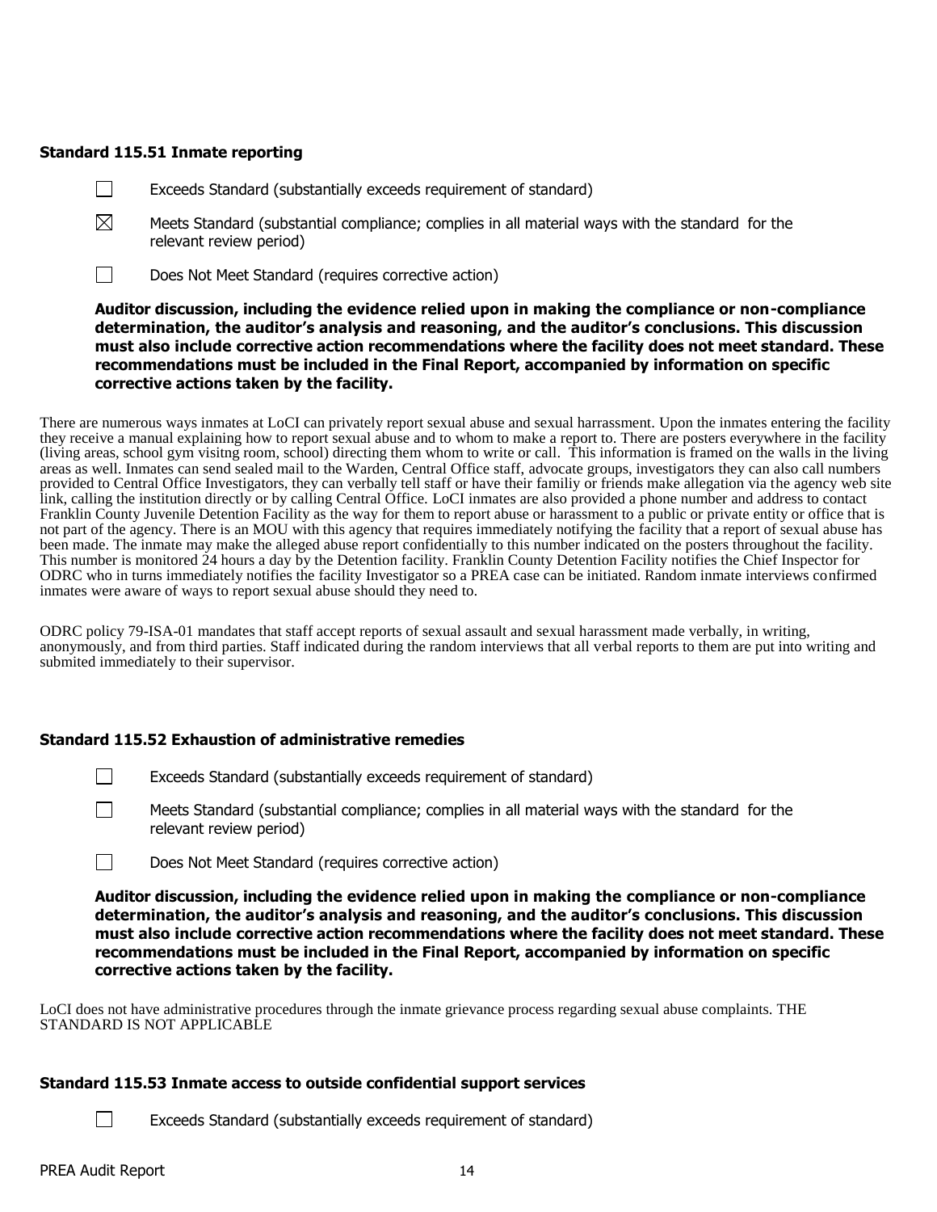### Standard 115.51 Inmate reporting

☐ Exceeds Standard (substantially exceeds requirement of standard)

☒ Meets Standard (substantial compliance; complies in all material ways with the standard for the relevant review period)

☐ Does Not Meet Standard (requires corrective action)

**Auditor discussion, including the evidence relied upon in making the compliance or non-compliance determination, the auditor's analysis and reasoning, and the auditor's conclusions. This discussion must also include corrective action recommendations where the facility does not meet standard. These recommendations must be included in the Final Report, accompanied by information on specific corrective actions taken by the facility.**

There are numerous ways inmates at LoCI can privately report sexual abuse and sexual harrassment. Upon the inmates entering the facility they receive a manual explaining how to report sexual abuse and to whom to make a report to. There are posters everywhere in the facility (living areas, school gym visitng room, school) directing them whom to write or call. This information is framed on the walls in the living areas as well. Inmates can send sealed mail to the Warden, Central Office staff, advocate groups, investigators they can also call numbers provided to Central Office Investigators, they can verbally tell staff or have their familiy or friends make allegation via the agency web site link, calling the institution directly or by calling Central Office. LoCI inmates are also provided a phone number and address to contact Franklin County Juvenile Detention Facility as the way for them to report abuse or harassment to a public or private entity or office that is not part of the agency. There is an MOU with this agency that requires immediately notifying the facility that a report of sexual abuse has been made. The inmate may make the alleged abuse report confidentially to this number indicated on the posters throughout the facility. This number is monitored 24 hours a day by the Detention facility. Franklin County Detention Facility notifies the Chief Inspector for ODRC who in turns immediately notifies the facility Investigator so a PREA case can be initiated. Random inmate interviews confirmed inmates were aware of ways to report sexual abuse should they need to.

ODRC policy 79-ISA-01 mandates that staff accept reports of sexual assault and sexual harassment made verbally, in writing, anonymously, and from third parties. Staff indicated during the random interviews that all verbal reports to them are put into writing and submited immediately to their supervisor.

### Standard 115.52 Exhaustion of administrative remedies

☐ Exceeds Standard (substantially exceeds requirement of standard)

☐ Meets Standard (substantial compliance; complies in all material ways with the standard for the relevant review period)

☐ Does Not Meet Standard (requires corrective action)

**Auditor discussion, including the evidence relied upon in making the compliance or non-compliance determination, the auditor's analysis and reasoning, and the auditor's conclusions. This discussion must also include corrective action recommendations where the facility does not meet standard. These recommendations must be included in the Final Report, accompanied by information on specific corrective actions taken by the facility.**

LoCI does not have administrative procedures through the inmate grievance process regarding sexual abuse complaints. THE STANDARD IS NOT APPLICABLE

### Standard 115.53 Inmate access to outside confidential support services

☐ Exceeds Standard (substantially exceeds requirement of standard)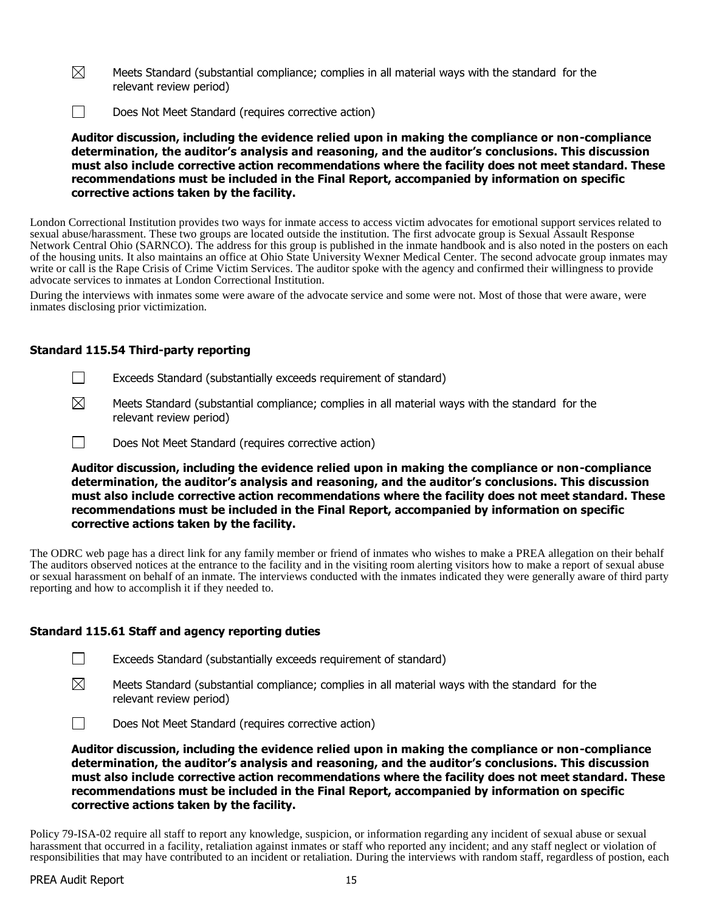☒ Meets Standard (substantial compliance; complies in all material ways with the standard for the relevant review period)

☐ Does Not Meet Standard (requires corrective action)

**Auditor discussion, including the evidence relied upon in making the compliance or non-compliance determination, the auditor's analysis and reasoning, and the auditor's conclusions. This discussion must also include corrective action recommendations where the facility does not meet standard. These recommendations must be included in the Final Report, accompanied by information on specific corrective actions taken by the facility.**

London Correctional Institution provides two ways for inmate access to access victim advocates for emotional support services related to sexual abuse/harassment. These two groups are located outside the institution. The first advocate group is Sexual Assault Response Network Central Ohio (SARNCO). The address for this group is published in the inmate handbook and is also noted in the posters on each of the housing units. It also maintains an office at Ohio State University Wexner Medical Center. The second advocate group inmates may write or call is the Rape Crisis of Crime Victim Services. The auditor spoke with the agency and confirmed their willingness to provide advocate services to inmates at London Correctional Institution.

During the interviews with inmates some were aware of the advocate service and some were not. Most of those that were aware, were inmates disclosing prior victimization.

### Standard 115.54 Third-party reporting

☐ Exceeds Standard (substantially exceeds requirement of standard)

☒ Meets Standard (substantial compliance; complies in all material ways with the standard for the relevant review period)

☐ Does Not Meet Standard (requires corrective action)

**Auditor discussion, including the evidence relied upon in making the compliance or non-compliance determination, the auditor's analysis and reasoning, and the auditor's conclusions. This discussion must also include corrective action recommendations where the facility does not meet standard. These recommendations must be included in the Final Report, accompanied by information on specific corrective actions taken by the facility.**

The ODRC web page has a direct link for any family member or friend of inmates who wishes to make a PREA allegation on their behalf The auditors observed notices at the entrance to the facility and in the visiting room alerting visitors how to make a report of sexual abuse or sexual harassment on behalf of an inmate. The interviews conducted with the inmates indicated they were generally aware of third party reporting and how to accomplish it if they needed to.

### Standard 115.61 Staff and agency reporting duties

☐ Exceeds Standard (substantially exceeds requirement of standard)

☒ Meets Standard (substantial compliance; complies in all material ways with the standard for the relevant review period)

☐ Does Not Meet Standard (requires corrective action)

**Auditor discussion, including the evidence relied upon in making the compliance or non-compliance determination, the auditor's analysis and reasoning, and the auditor's conclusions. This discussion must also include corrective action recommendations where the facility does not meet standard. These recommendations must be included in the Final Report, accompanied by information on specific corrective actions taken by the facility.**

Policy 79-ISA-02 require all staff to report any knowledge, suspicion, or information regarding any incident of sexual abuse or sexual harassment that occurred in a facility, retaliation against inmates or staff who reported any incident; and any staff neglect or violation of responsibilities that may have contributed to an incident or retaliation. During the interviews with random staff, regardless of postion, each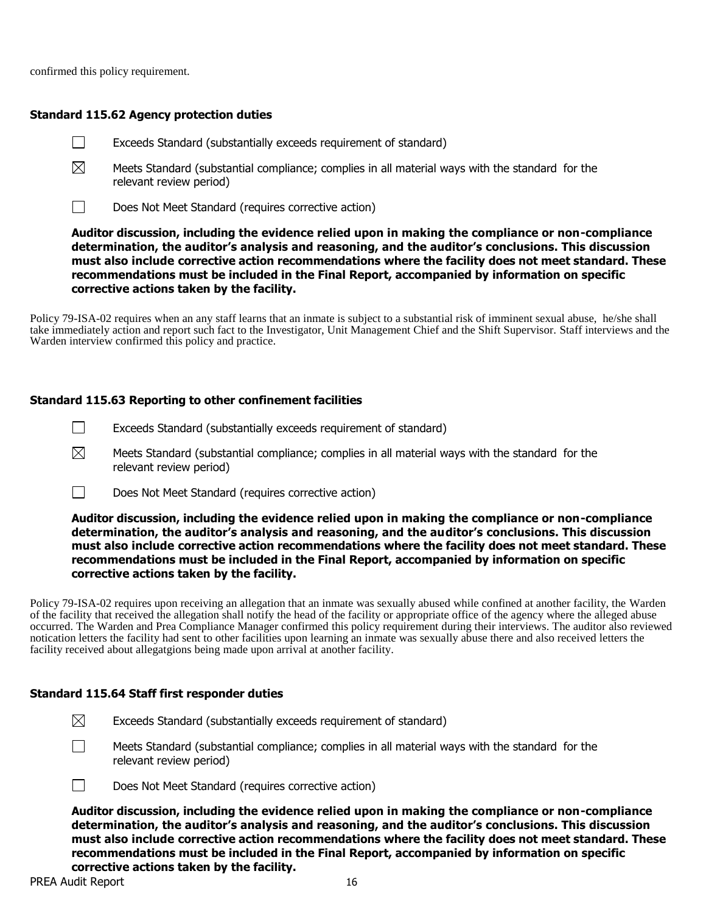confirmed this policy requirement.

**Standard 115.62 Agency protection duties**

☐ Exceeds Standard (substantially exceeds requirement of standard)

☒ Meets Standard (substantial compliance; complies in all material ways with the standard for the relevant review period)

☐ Does Not Meet Standard (requires corrective action)

**Auditor discussion, including the evidence relied upon in making the compliance or non-compliance determination, the auditor's analysis and reasoning, and the auditor's conclusions. This discussion must also include corrective action recommendations where the facility does not meet standard. These recommendations must be included in the Final Report, accompanied by information on specific corrective actions taken by the facility.**

Policy 79-ISA-02 requires when an any staff learns that an inmate is subject to a substantial risk of imminent sexual abuse, he/she shall take immediately action and report such fact to the Investigator, Unit Management Chief and the Shift Supervisor. Staff interviews and the Warden interview confirmed this policy and practice.

**Standard 115.63 Reporting to other confinement facilities**

☐ Exceeds Standard (substantially exceeds requirement of standard)

☒ Meets Standard (substantial compliance; complies in all material ways with the standard for the relevant review period)

☐ Does Not Meet Standard (requires corrective action)

**Auditor discussion, including the evidence relied upon in making the compliance or non-compliance determination, the auditor's analysis and reasoning, and the auditor's conclusions. This discussion must also include corrective action recommendations where the facility does not meet standard. These recommendations must be included in the Final Report, accompanied by information on specific corrective actions taken by the facility.**

Policy 79-ISA-02 requires upon receiving an allegation that an inmate was sexually abused while confined at another facility, the Warden of the facility that received the allegation shall notify the head of the facility or appropriate office of the agency where the alleged abuse occurred. The Warden and Prea Compliance Manager confirmed this policy requirement during their interviews. The auditor also reviewed notication letters the facility had sent to other facilities upon learning an inmate was sexually abuse there and also received letters the facility received about allegatgions being made upon arrival at another facility.

**Standard 115.64 Staff first responder duties**

☒ Exceeds Standard (substantially exceeds requirement of standard)

☐ Meets Standard (substantial compliance; complies in all material ways with the standard for the relevant review period)

☐ Does Not Meet Standard (requires corrective action)

**Auditor discussion, including the evidence relied upon in making the compliance or non-compliance determination, the auditor's analysis and reasoning, and the auditor's conclusions. This discussion must also include corrective action recommendations where the facility does not meet standard. These recommendations must be included in the Final Report, accompanied by information on specific corrective actions taken by the facility.**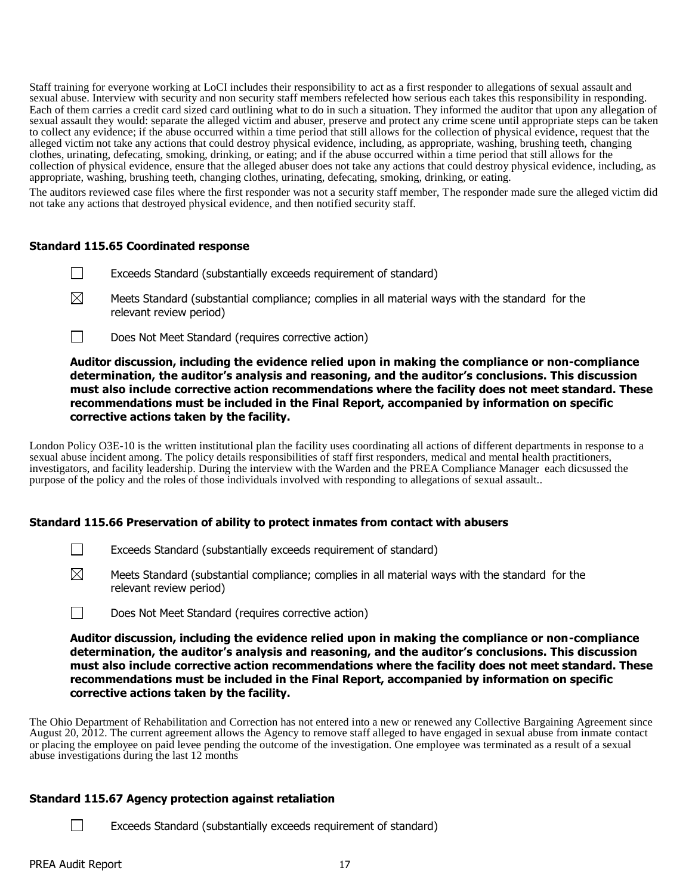Staff training for everyone working at LoCI includes their responsibility to act as a first responder to allegations of sexual assault and sexual abuse. Interview with security and non security staff members refelected how serious each takes this responsibility in responding. Each of them carries a credit card sized card outlining what to do in such a situation. They informed the auditor that upon any allegation of sexual assault they would: separate the alleged victim and abuser, preserve and protect any crime scene until appropriate steps can be taken to collect any evidence; if the abuse occurred within a time period that still allows for the collection of physical evidence, request that the alleged victim not take any actions that could destroy physical evidence, including, as appropriate, washing, brushing teeth, changing clothes, urinating, defecating, smoking, drinking, or eating; and if the abuse occurred within a time period that still allows for the collection of physical evidence, ensure that the alleged abuser does not take any actions that could destroy physical evidence, including, as appropriate, washing, brushing teeth, changing clothes, urinating, defecating, smoking, drinking, or eating.

The auditors reviewed case files where the first responder was not a security staff member, The responder made sure the alleged victim did not take any actions that destroyed physical evidence, and then notified security staff.

### Standard 115.65 Coordinated response

☐ Exceeds Standard (substantially exceeds requirement of standard)

☒ Meets Standard (substantial compliance; complies in all material ways with the standard for the relevant review period)

☐ Does Not Meet Standard (requires corrective action)

**Auditor discussion, including the evidence relied upon in making the compliance or non-compliance determination, the auditor's analysis and reasoning, and the auditor's conclusions. This discussion must also include corrective action recommendations where the facility does not meet standard. These recommendations must be included in the Final Report, accompanied by information on specific corrective actions taken by the facility.**

London Policy O3E-10 is the written institutional plan the facility uses coordinating all actions of different departments in response to a sexual abuse incident among. The policy details responsibilities of staff first responders, medical and mental health practitioners, investigators, and facility leadership. During the interview with the Warden and the PREA Compliance Manager each dicsussed the purpose of the policy and the roles of those individuals involved with responding to allegations of sexual assault..

### Standard 115.66 Preservation of ability to protect inmates from contact with abusers

☐ Exceeds Standard (substantially exceeds requirement of standard)

☒ Meets Standard (substantial compliance; complies in all material ways with the standard for the relevant review period)

☐ Does Not Meet Standard (requires corrective action)

**Auditor discussion, including the evidence relied upon in making the compliance or non-compliance determination, the auditor's analysis and reasoning, and the auditor's conclusions. This discussion must also include corrective action recommendations where the facility does not meet standard. These recommendations must be included in the Final Report, accompanied by information on specific corrective actions taken by the facility.**

The Ohio Department of Rehabilitation and Correction has not entered into a new or renewed any Collective Bargaining Agreement since August 20, 2012. The current agreement allows the Agency to remove staff alleged to have engaged in sexual abuse from inmate contact or placing the employee on paid levee pending the outcome of the investigation. One employee was terminated as a result of a sexual abuse investigations during the last 12 months

### Standard 115.67 Agency protection against retaliation

☐ Exceeds Standard (substantially exceeds requirement of standard)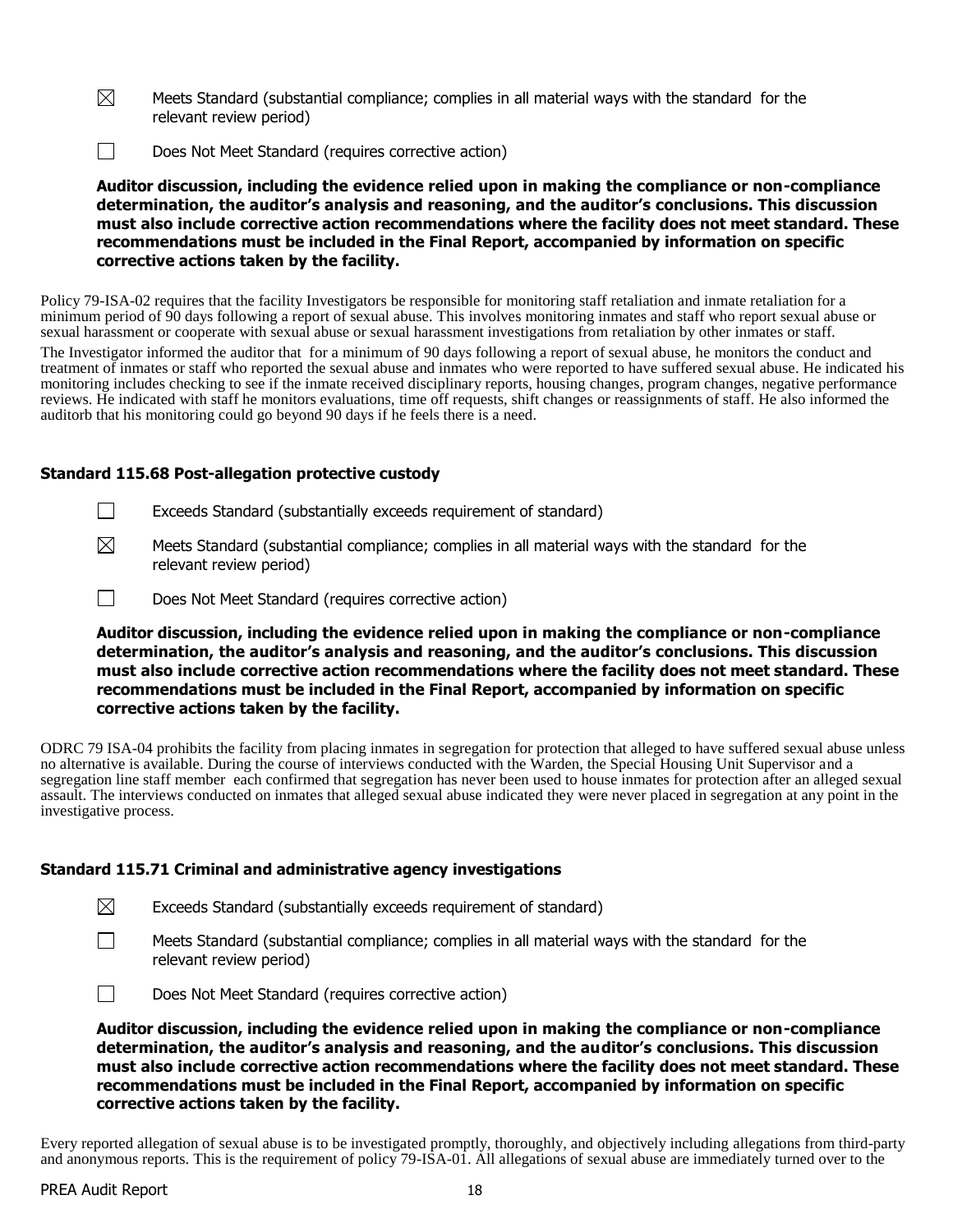☒ Meets Standard (substantial compliance; complies in all material ways with the standard for the relevant review period)

☐ Does Not Meet Standard (requires corrective action)

**Auditor discussion, including the evidence relied upon in making the compliance or non-compliance determination, the auditor's analysis and reasoning, and the auditor's conclusions. This discussion must also include corrective action recommendations where the facility does not meet standard. These recommendations must be included in the Final Report, accompanied by information on specific corrective actions taken by the facility.**

Policy 79-ISA-02 requires that the facility Investigators be responsible for monitoring staff retaliation and inmate retaliation for a minimum period of 90 days following a report of sexual abuse. This involves monitoring inmates and staff who report sexual abuse or sexual harassment or cooperate with sexual abuse or sexual harassment investigations from retaliation by other inmates or staff.

The Investigator informed the auditor that for a minimum of 90 days following a report of sexual abuse, he monitors the conduct and treatment of inmates or staff who reported the sexual abuse and inmates who were reported to have suffered sexual abuse. He indicated his monitoring includes checking to see if the inmate received disciplinary reports, housing changes, program changes, negative performance reviews. He indicated with staff he monitors evaluations, time off requests, shift changes or reassignments of staff. He also informed the auditorb that his monitoring could go beyond 90 days if he feels there is a need.

### Standard 115.68 Post-allegation protective custody

☐ Exceeds Standard (substantially exceeds requirement of standard)

☒ Meets Standard (substantial compliance; complies in all material ways with the standard for the relevant review period)

☐ Does Not Meet Standard (requires corrective action)

**Auditor discussion, including the evidence relied upon in making the compliance or non-compliance determination, the auditor's analysis and reasoning, and the auditor's conclusions. This discussion must also include corrective action recommendations where the facility does not meet standard. These recommendations must be included in the Final Report, accompanied by information on specific corrective actions taken by the facility.**

ODRC 79 ISA-04 prohibits the facility from placing inmates in segregation for protection that alleged to have suffered sexual abuse unless no alternative is available. During the course of interviews conducted with the Warden, the Special Housing Unit Supervisor and a segregation line staff member each confirmed that segregation has never been used to house inmates for protection after an alleged sexual assault. The interviews conducted on inmates that alleged sexual abuse indicated they were never placed in segregation at any point in the investigative process.

### Standard 115.71 Criminal and administrative agency investigations

☒ Exceeds Standard (substantially exceeds requirement of standard)

☐ Meets Standard (substantial compliance; complies in all material ways with the standard for the relevant review period)

☐ Does Not Meet Standard (requires corrective action)

**Auditor discussion, including the evidence relied upon in making the compliance or non-compliance determination, the auditor's analysis and reasoning, and the auditor's conclusions. This discussion must also include corrective action recommendations where the facility does not meet standard. These recommendations must be included in the Final Report, accompanied by information on specific corrective actions taken by the facility.**

Every reported allegation of sexual abuse is to be investigated promptly, thoroughly, and objectively including allegations from third-party and anonymous reports. This is the requirement of policy 79-ISA-01. All allegations of sexual abuse are immediately turned over to the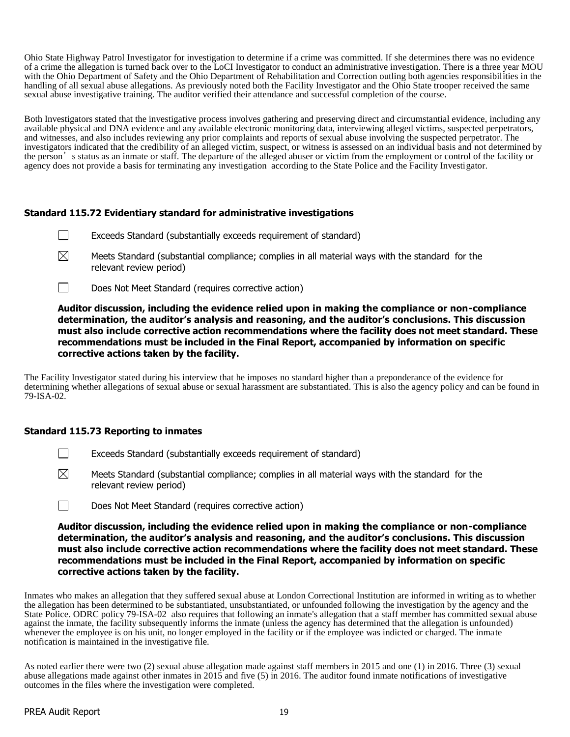Ohio State Highway Patrol Investigator for investigation to determine if a crime was committed. If she determines there was no evidence of a crime the allegation is turned back over to the LoCI Investigator to conduct an administrative investigation. There is a three year MOU with the Ohio Department of Safety and the Ohio Department of Rehabilitation and Correction outling both agencies responsibilities in the handling of all sexual abuse allegations. As previously noted both the Facility Investigator and the Ohio State trooper received the same sexual abuse investigative training. The auditor verified their attendance and successful completion of the course.

Both Investigators stated that the investigative process involves gathering and preserving direct and circumstantial evidence, including any available physical and DNA evidence and any available electronic monitoring data, interviewing alleged victims, suspected perpetrators, and witnesses, and also includes reviewing any prior complaints and reports of sexual abuse involving the suspected perpetrator. The investigators indicated that the credibility of an alleged victim, suspect, or witness is assessed on an individual basis and not determined by the person's status as an inmate or staff. The departure of the alleged abuser or victim from the employment or control of the facility or agency does not provide a basis for terminating any investigation according to the State Police and the Facility Investigator.

### Standard 115.72 Evidentiary standard for administrative investigations

☐ Exceeds Standard (substantially exceeds requirement of standard)

☒ Meets Standard (substantial compliance; complies in all material ways with the standard for the relevant review period)

☐ Does Not Meet Standard (requires corrective action)

**Auditor discussion, including the evidence relied upon in making the compliance or non-compliance determination, the auditor's analysis and reasoning, and the auditor's conclusions. This discussion must also include corrective action recommendations where the facility does not meet standard. These recommendations must be included in the Final Report, accompanied by information on specific corrective actions taken by the facility.**

The Facility Investigator stated during his interview that he imposes no standard higher than a preponderance of the evidence for determining whether allegations of sexual abuse or sexual harassment are substantiated. This is also the agency policy and can be found in 79-ISA-02.

### Standard 115.73 Reporting to inmates

☐ Exceeds Standard (substantially exceeds requirement of standard)

☒ Meets Standard (substantial compliance; complies in all material ways with the standard for the relevant review period)

☐ Does Not Meet Standard (requires corrective action)

**Auditor discussion, including the evidence relied upon in making the compliance or non-compliance determination, the auditor's analysis and reasoning, and the auditor's conclusions. This discussion must also include corrective action recommendations where the facility does not meet standard. These recommendations must be included in the Final Report, accompanied by information on specific corrective actions taken by the facility.**

Inmates who makes an allegation that they suffered sexual abuse at London Correctional Institution are informed in writing as to whether the allegation has been determined to be substantiated, unsubstantiated, or unfounded following the investigation by the agency and the State Police. ODRC policy 79-ISA-02 also requires that following an inmate's allegation that a staff member has committed sexual abuse against the inmate, the facility subsequently informs the inmate (unless the agency has determined that the allegation is unfounded) whenever the employee is on his unit, no longer employed in the facility or if the employee was indicted or charged. The inmate notification is maintained in the investigative file.

As noted earlier there were two (2) sexual abuse allegation made against staff members in 2015 and one (1) in 2016. Three (3) sexual abuse allegations made against other inmates in 2015 and five (5) in 2016. The auditor found inmate notifications of investigative outcomes in the files where the investigation were completed.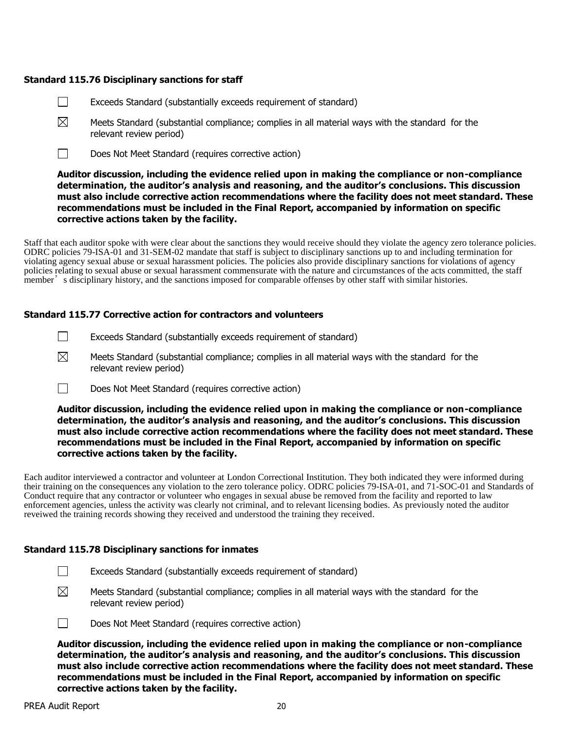### Standard 115.76 Disciplinary sanctions for staff

☐ Exceeds Standard (substantially exceeds requirement of standard)

☒ Meets Standard (substantial compliance; complies in all material ways with the standard for the relevant review period)

☐ Does Not Meet Standard (requires corrective action)

**Auditor discussion, including the evidence relied upon in making the compliance or non-compliance determination, the auditor's analysis and reasoning, and the auditor's conclusions. This discussion must also include corrective action recommendations where the facility does not meet standard. These recommendations must be included in the Final Report, accompanied by information on specific corrective actions taken by the facility.**

Staff that each auditor spoke with were clear about the sanctions they would receive should they violate the agency zero tolerance policies. ODRC policies 79-ISA-01 and 31-SEM-02 mandate that staff is subject to disciplinary sanctions up to and including termination for violating agency sexual abuse or sexual harassment policies. The policies also provide disciplinary sanctions for violations of agency policies relating to sexual abuse or sexual harassment commensurate with the nature and circumstances of the acts committed, the staff member' s disciplinary history, and the sanctions imposed for comparable offenses by other staff with similar histories.

### Standard 115.77 Corrective action for contractors and volunteers

☐ Exceeds Standard (substantially exceeds requirement of standard)

☒ Meets Standard (substantial compliance; complies in all material ways with the standard for the relevant review period)

☐ Does Not Meet Standard (requires corrective action)

**Auditor discussion, including the evidence relied upon in making the compliance or non-compliance determination, the auditor's analysis and reasoning, and the auditor's conclusions. This discussion must also include corrective action recommendations where the facility does not meet standard. These recommendations must be included in the Final Report, accompanied by information on specific corrective actions taken by the facility.**

Each auditor interviewed a contractor and volunteer at London Correctional Institution. They both indicated they were informed during their training on the consequences any violation to the zero tolerance policy. ODRC policies 79-ISA-01, and 71-SOC-01 and Standards of Conduct require that any contractor or volunteer who engages in sexual abuse be removed from the facility and reported to law enforcement agencies, unless the activity was clearly not criminal, and to relevant licensing bodies. As previously noted the auditor reveiwed the training records showing they received and understood the training they received.

### Standard 115.78 Disciplinary sanctions for inmates

☐ Exceeds Standard (substantially exceeds requirement of standard)

☒ Meets Standard (substantial compliance; complies in all material ways with the standard for the relevant review period)

☐ Does Not Meet Standard (requires corrective action)

**Auditor discussion, including the evidence relied upon in making the compliance or non-compliance determination, the auditor's analysis and reasoning, and the auditor's conclusions. This discussion must also include corrective action recommendations where the facility does not meet standard. These recommendations must be included in the Final Report, accompanied by information on specific corrective actions taken by the facility.**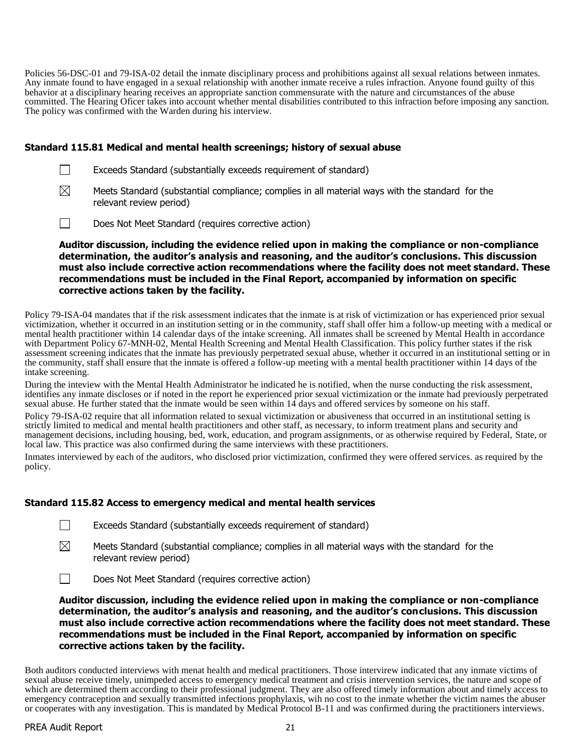Policies 56-DSC-01 and 79-ISA-02 detail the inmate disciplinary process and prohibitions against all sexual relations between inmates. Any inmate found to have engaged in a sexual relationship with another inmate receive a rules infraction. Anyone found guilty of this behavior at a disciplinary hearing receives an appropriate sanction commensurate with the nature and circumstances of the abuse committed. The Hearing Oficer takes into account whether mental disabilities contributed to this infraction before imposing any sanction. The policy was confirmed with the Warden during his interview.

### Standard 115.81 Medical and mental health screenings; history of sexual abuse

☐ Exceeds Standard (substantially exceeds requirement of standard)

☒ Meets Standard (substantial compliance; complies in all material ways with the standard for the relevant review period)

☐ Does Not Meet Standard (requires corrective action)

**Auditor discussion, including the evidence relied upon in making the compliance or non-compliance determination, the auditor's analysis and reasoning, and the auditor's conclusions. This discussion must also include corrective action recommendations where the facility does not meet standard. These recommendations must be included in the Final Report, accompanied by information on specific corrective actions taken by the facility.**

Policy 79-ISA-04 mandates that if the risk assessment indicates that the inmate is at risk of victimization or has experienced prior sexual victimization, whether it occurred in an institution setting or in the community, staff shall offer him a follow-up meeting with a medical or mental health practitioner within 14 calendar days of the intake screening. All inmates shall be screened by Mental Health in accordance with Department Policy 67-MNH-02, Mental Health Screening and Mental Health Classification. This policy further states if the risk assessment screening indicates that the inmate has previously perpetrated sexual abuse, whether it occurred in an institutional setting or in the community, staff shall ensure that the inmate is offered a follow-up meeting with a mental health practitioner within 14 days of the intake screening.

During the inteview with the Mental Health Administrator he indicated he is notified, when the nurse conducting the risk assessment, identifies any inmate discloses or if noted in the report he experienced prior sexual victimization or the inmate had previously perpetrated sexual abuse. He further stated that the inmate would be seen within 14 days and offered services by someone on his staff.

Policy 79-ISA-02 require that all information related to sexual victimization or abusiveness that occurred in an institutional setting is strictly limited to medical and mental health practitioners and other staff, as necessary, to inform treatment plans and security and management decisions, including housing, bed, work, education, and program assignments, or as otherwise required by Federal, State, or local law. This practice was also confirmed during the same interviews with these practitioners.

Inmates interviewed by each of the auditors, who disclosed prior victimization, confirmed they were offered services. as required by the policy.

### Standard 115.82 Access to emergency medical and mental health services

☐ Exceeds Standard (substantially exceeds requirement of standard)

☒ Meets Standard (substantial compliance; complies in all material ways with the standard for the relevant review period)

☐ Does Not Meet Standard (requires corrective action)

**Auditor discussion, including the evidence relied upon in making the compliance or non-compliance determination, the auditor's analysis and reasoning, and the auditor's conclusions. This discussion must also include corrective action recommendations where the facility does not meet standard. These recommendations must be included in the Final Report, accompanied by information on specific corrective actions taken by the facility.**

Both auditors conducted interviews with menat health and medical practitioners. Those intervirew indicated that any inmate victims of sexual abuse receive timely, unimpeded access to emergency medical treatment and crisis intervention services, the nature and scope of which are determined them according to their professional judgment. They are also offered timely information about and timely access to emergency contraception and sexually transmitted infections prophylaxis, wih no cost to the inmate whether the victim names the abuser or cooperates with any investigation. This is mandated by Medical Protocol B-11 and was confirmed during the practitioners interviews.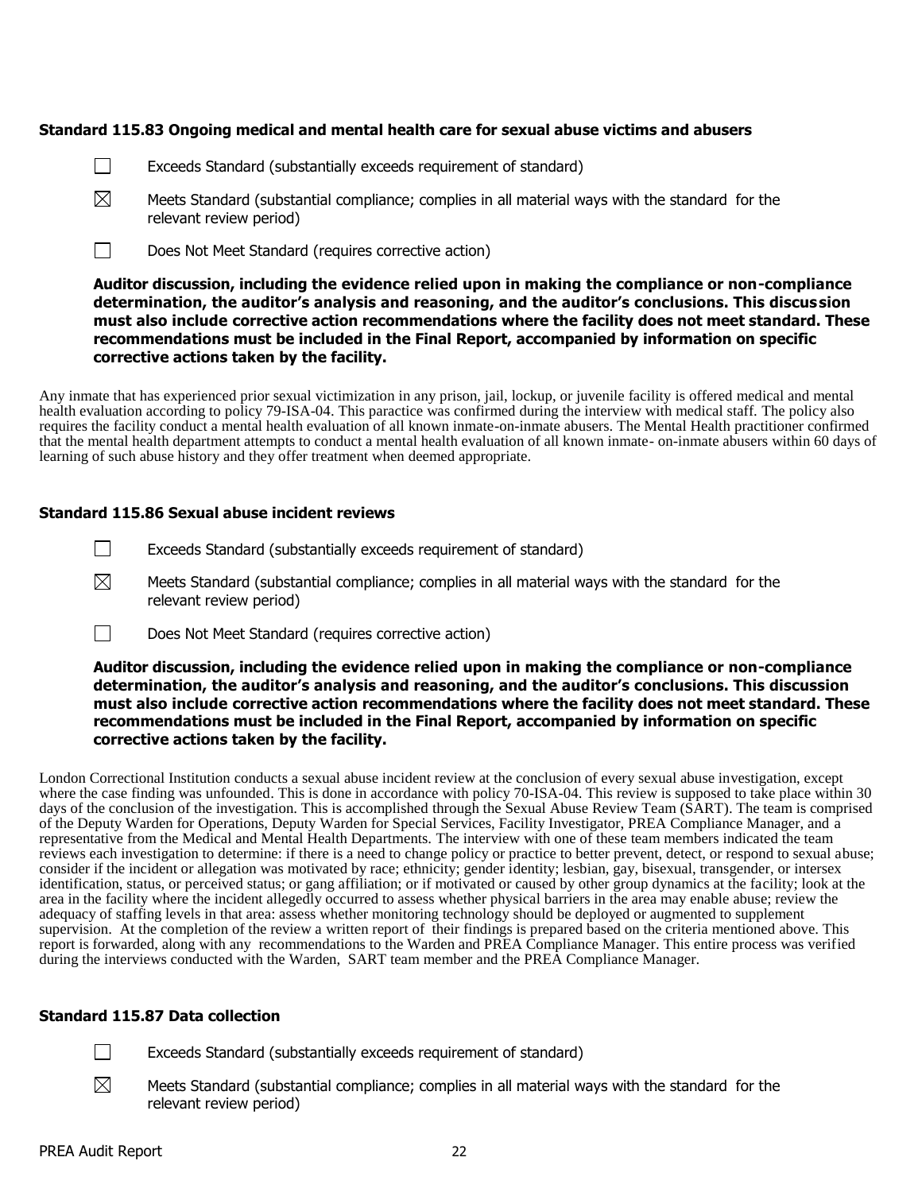### Standard 115.83 Ongoing medical and mental health care for sexual abuse victims and abusers

☐ Exceeds Standard (substantially exceeds requirement of standard)

☒ Meets Standard (substantial compliance; complies in all material ways with the standard for the relevant review period)

☐ Does Not Meet Standard (requires corrective action)

**Auditor discussion, including the evidence relied upon in making the compliance or non-compliance determination, the auditor's analysis and reasoning, and the auditor's conclusions. This discussion must also include corrective action recommendations where the facility does not meet standard. These recommendations must be included in the Final Report, accompanied by information on specific corrective actions taken by the facility.**

Any inmate that has experienced prior sexual victimization in any prison, jail, lockup, or juvenile facility is offered medical and mental health evaluation according to policy 79-ISA-04. This paractice was confirmed during the interview with medical staff. The policy also requires the facility conduct a mental health evaluation of all known inmate-on-inmate abusers. The Mental Health practitioner confirmed that the mental health department attempts to conduct a mental health evaluation of all known inmate- on-inmate abusers within 60 days of learning of such abuse history and they offer treatment when deemed appropriate.

### Standard 115.86 Sexual abuse incident reviews

☐ Exceeds Standard (substantially exceeds requirement of standard)

☒ Meets Standard (substantial compliance; complies in all material ways with the standard for the relevant review period)

☐ Does Not Meet Standard (requires corrective action)

**Auditor discussion, including the evidence relied upon in making the compliance or non-compliance determination, the auditor's analysis and reasoning, and the auditor's conclusions. This discussion must also include corrective action recommendations where the facility does not meet standard. These recommendations must be included in the Final Report, accompanied by information on specific corrective actions taken by the facility.**

London Correctional Institution conducts a sexual abuse incident review at the conclusion of every sexual abuse investigation, except where the case finding was unfounded. This is done in accordance with policy 70-ISA-04. This review is supposed to take place within 30 days of the conclusion of the investigation. This is accomplished through the Sexual Abuse Review Team (SART). The team is comprised of the Deputy Warden for Operations, Deputy Warden for Special Services, Facility Investigator, PREA Compliance Manager, and a representative from the Medical and Mental Health Departments. The interview with one of these team members indicated the team reviews each investigation to determine: if there is a need to change policy or practice to better prevent, detect, or respond to sexual abuse; consider if the incident or allegation was motivated by race; ethnicity; gender identity; lesbian, gay, bisexual, transgender, or intersex identification, status, or perceived status; or gang affiliation; or if motivated or caused by other group dynamics at the facility; look at the area in the facility where the incident allegedly occurred to assess whether physical barriers in the area may enable abuse; review the adequacy of staffing levels in that area: assess whether monitoring technology should be deployed or augmented to supplement supervision. At the completion of the review a written report of their findings is prepared based on the criteria mentioned above. This report is forwarded, along with any recommendations to the Warden and PREA Compliance Manager. This entire process was verified during the interviews conducted with the Warden, SART team member and the PREA Compliance Manager.

### Standard 115.87 Data collection

☐ Exceeds Standard (substantially exceeds requirement of standard)

☒ Meets Standard (substantial compliance; complies in all material ways with the standard for the relevant review period)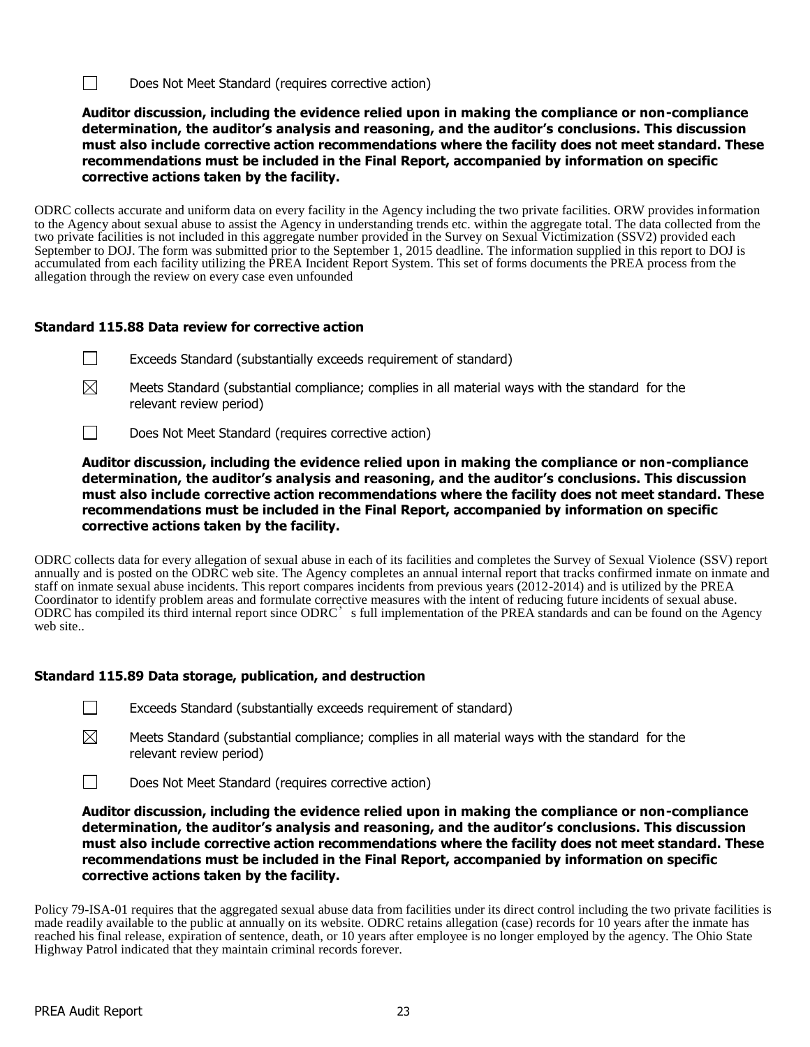☐ Does Not Meet Standard (requires corrective action)

**Auditor discussion, including the evidence relied upon in making the compliance or non-compliance determination, the auditor's analysis and reasoning, and the auditor's conclusions. This discussion must also include corrective action recommendations where the facility does not meet standard. These recommendations must be included in the Final Report, accompanied by information on specific corrective actions taken by the facility.**

ODRC collects accurate and uniform data on every facility in the Agency including the two private facilities. ORW provides information to the Agency about sexual abuse to assist the Agency in understanding trends etc. within the aggregate total. The data collected from the two private facilities is not included in this aggregate number provided in the Survey on Sexual Victimization (SSV2) provided each September to DOJ. The form was submitted prior to the September 1, 2015 deadline. The information supplied in this report to DOJ is accumulated from each facility utilizing the PREA Incident Report System. This set of forms documents the PREA process from the allegation through the review on every case even unfounded

### Standard 115.88 Data review for corrective action

☐ Exceeds Standard (substantially exceeds requirement of standard)

☒ Meets Standard (substantial compliance; complies in all material ways with the standard for the relevant review period)

☐ Does Not Meet Standard (requires corrective action)

**Auditor discussion, including the evidence relied upon in making the compliance or non-compliance determination, the auditor's analysis and reasoning, and the auditor's conclusions. This discussion must also include corrective action recommendations where the facility does not meet standard. These recommendations must be included in the Final Report, accompanied by information on specific corrective actions taken by the facility.**

ODRC collects data for every allegation of sexual abuse in each of its facilities and completes the Survey of Sexual Violence (SSV) report annually and is posted on the ODRC web site. The Agency completes an annual internal report that tracks confirmed inmate on inmate and staff on inmate sexual abuse incidents. This report compares incidents from previous years (2012-2014) and is utilized by the PREA Coordinator to identify problem areas and formulate corrective measures with the intent of reducing future incidents of sexual abuse. ODRC has compiled its third internal report since ODRC's full implementation of the PREA standards and can be found on the Agency web site..

### Standard 115.89 Data storage, publication, and destruction

☐ Exceeds Standard (substantially exceeds requirement of standard)

☒ Meets Standard (substantial compliance; complies in all material ways with the standard for the relevant review period)

☐ Does Not Meet Standard (requires corrective action)

**Auditor discussion, including the evidence relied upon in making the compliance or non-compliance determination, the auditor's analysis and reasoning, and the auditor's conclusions. This discussion must also include corrective action recommendations where the facility does not meet standard. These recommendations must be included in the Final Report, accompanied by information on specific corrective actions taken by the facility.**

Policy 79-ISA-01 requires that the aggregated sexual abuse data from facilities under its direct control including the two private facilities is made readily available to the public at annually on its website. ODRC retains allegation (case) records for 10 years after the inmate has reached his final release, expiration of sentence, death, or 10 years after employee is no longer employed by the agency. The Ohio State Highway Patrol indicated that they maintain criminal records forever.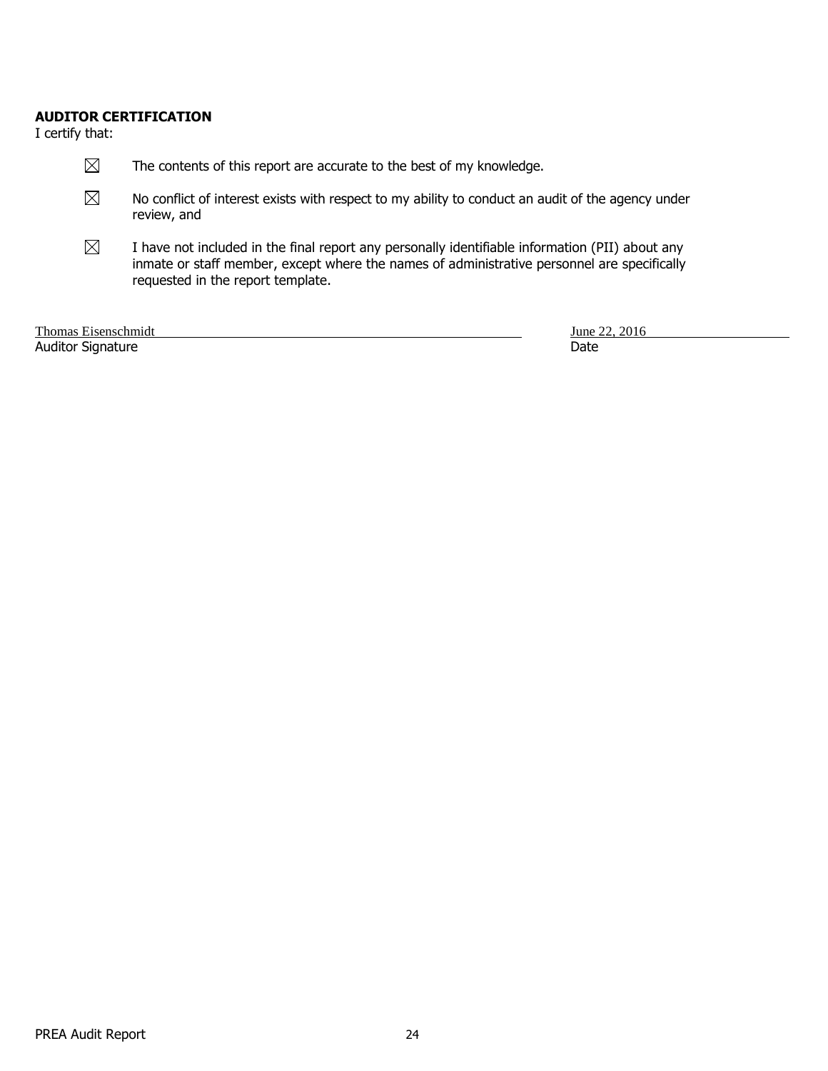**AUDITOR CERTIFICATION**

I certify that:

☒ The contents of this report are accurate to the best of my knowledge.

☒ No conflict of interest exists with respect to my ability to conduct an audit of the agency under review, and

☒ I have not included in the final report any personally identifiable information (PII) about any inmate or staff member, except where the names of administrative personnel are specifically requested in the report template.

| | |
|---|---|
| Thomas Eisenschmidt | June 22, 2016 |
| Auditor Signature | Date |